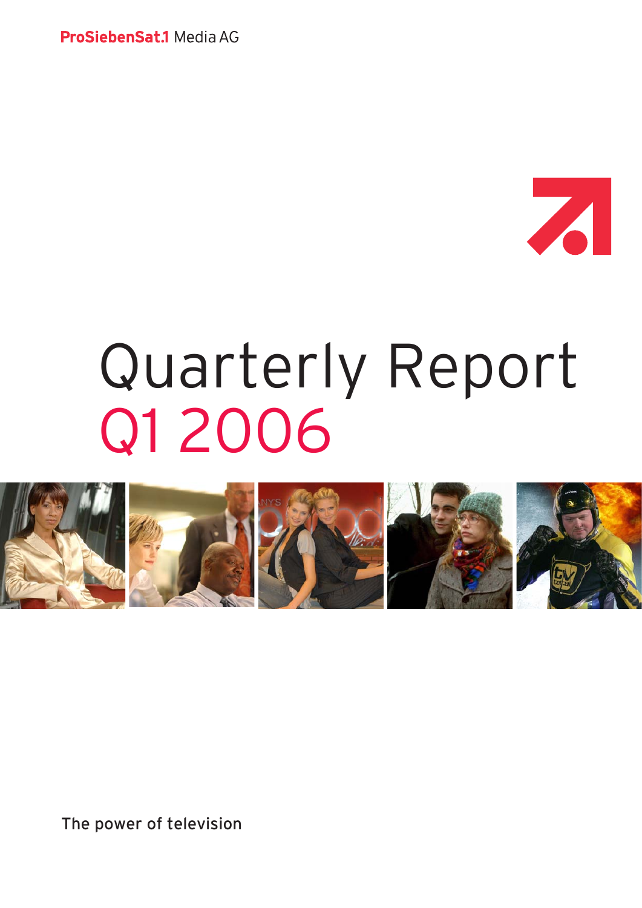ProSiebenSat.1 Media AG

# Quarterly Report Q1 2006

The power of television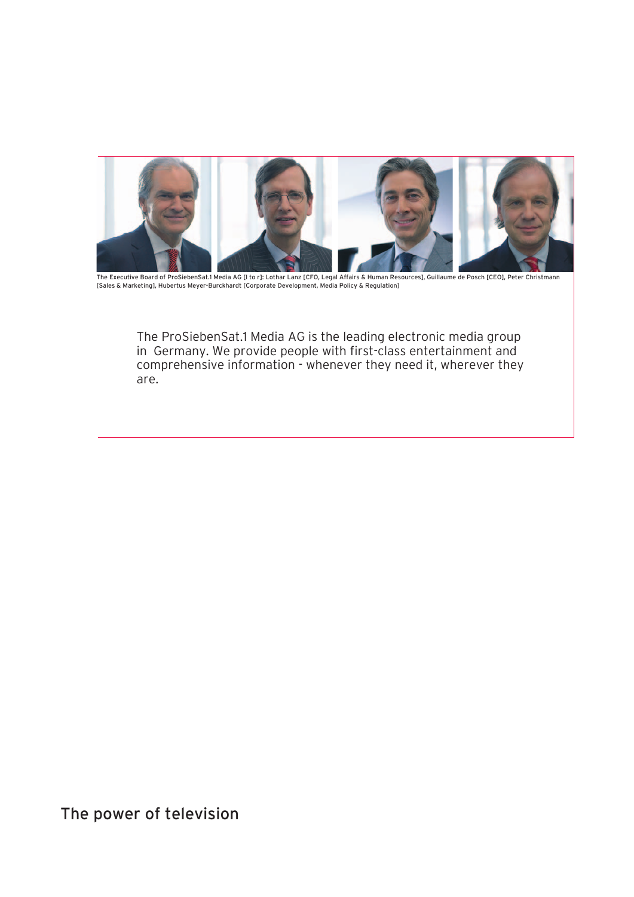The Executive Board of ProSiebenSat.1 Media AG [l to r]: Lothar Lanz [CFO, Legal Affairs & Human Resources], Guillaume de Posch [CEO], Peter Christmann [Sales & Marketing], Hubertus Meyer-Burckhardt [Corporate Development, Media Policy & Regulation]

The ProSiebenSat.1 Media AG is the leading electronic media group in Germany. We provide people with first-class entertainment and comprehensive information - whenever they need it, wherever they are.

## The power of television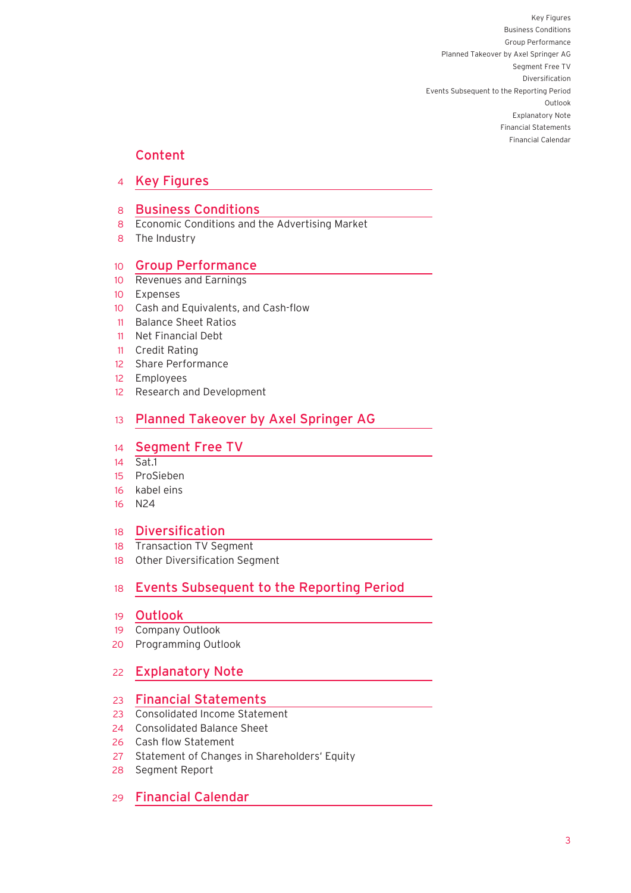# Content

| Page | Section |
|---|---|
| 4 | **Key Figures** |
| 8 | **Business Conditions** |
| 8 | Economic Conditions and the Advertising Market |
| 8 | The Industry |
| 10 | **Group Performance** |
| 10 | Revenues and Earnings |
| 10 | Expenses |
| 10 | Cash and Equivalents, and Cash-flow |
| 11 | Balance Sheet Ratios |
| 11 | Net Financial Debt |
| 11 | Credit Rating |
| 12 | Share Performance |
| 12 | Employees |
| 12 | Research and Development |
| 13 | **Planned Takeover by Axel Springer AG** |
| 14 | **Segment Free TV** |
| 14 | Sat.1 |
| 15 | ProSieben |
| 16 | kabel eins |
| 16 | N24 |
| 18 | **Diversification** |
| 18 | Transaction TV Segment |
| 18 | Other Diversification Segment |
| 18 | **Events Subsequent to the Reporting Period** |
| 19 | **Outlook** |
| 19 | Company Outlook |
| 20 | Programming Outlook |
| 22 | **Explanatory Note** |
| 23 | **Financial Statements** |
| 23 | Consolidated Income Statement |
| 24 | Consolidated Balance Sheet |
| 26 | Cash flow Statement |
| 27 | Statement of Changes in Shareholders' Equity |
| 28 | Segment Report |
| 29 | **Financial Calendar** |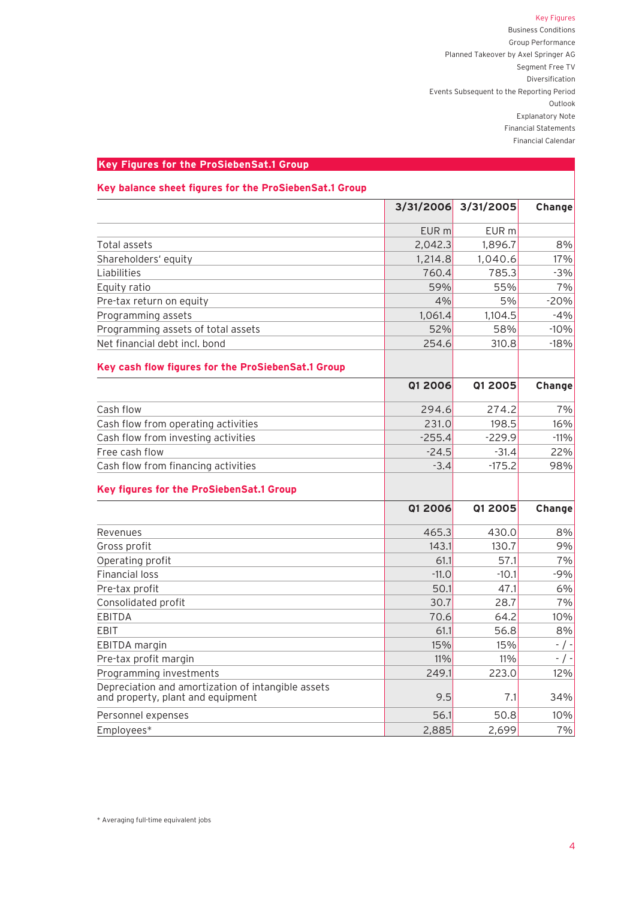# Key Figures for the ProSiebenSat.1 Group

## Key balance sheet figures for the ProSiebenSat.1 Group

| | 3/31/2006 | 3/31/2005 | Change |
|---|---|---|---|
| | EUR m | EUR m | |
| Total assets | 2,042.3 | 1,896.7 | 8% |
| Shareholders' equity | 1,214.8 | 1,040.6 | 17% |
| Liabilities | 760.4 | 785.3 | -3% |
| Equity ratio | 59% | 55% | 7% |
| Pre-tax return on equity | 4% | 5% | -20% |
| Programming assets | 1,061.4 | 1,104.5 | -4% |
| Programming assets of total assets | 52% | 58% | -10% |
| Net financial debt incl. bond | 254.6 | 310.8 | -18% |

## Key cash flow figures for the ProSiebenSat.1 Group

| | Q1 2006 | Q1 2005 | Change |
|---|---|---|---|
| Cash flow | 294.6 | 274.2 | 7% |
| Cash flow from operating activities | 231.0 | 198.5 | 16% |
| Cash flow from investing activities | -255.4 | -229.9 | -11% |
| Free cash flow | -24.5 | -31.4 | 22% |
| Cash flow from financing activities | -3.4 | -175.2 | 98% |

## Key figures for the ProSiebenSat.1 Group

| | Q1 2006 | Q1 2005 | Change |
|---|---|---|---|
| Revenues | 465.3 | 430.0 | 8% |
| Gross profit | 143.1 | 130.7 | 9% |
| Operating profit | 61.1 | 57.1 | 7% |
| Financial loss | -11.0 | -10.1 | -9% |
| Pre-tax profit | 50.1 | 47.1 | 6% |
| Consolidated profit | 30.7 | 28.7 | 7% |
| EBITDA | 70.6 | 64.2 | 10% |
| EBIT | 61.1 | 56.8 | 8% |
| EBITDA margin | 15% | 15% | - / - |
| Pre-tax profit margin | 11% | 11% | - / - |
| Programming investments | 249.1 | 223.0 | 12% |
| Depreciation and amortization of intangible assets and property, plant and equipment | 9.5 | 7.1 | 34% |
| Personnel expenses | 56.1 | 50.8 | 10% |
| Employees* | 2,885 | 2,699 | 7% |

\* Averaging full-time equivalent jobs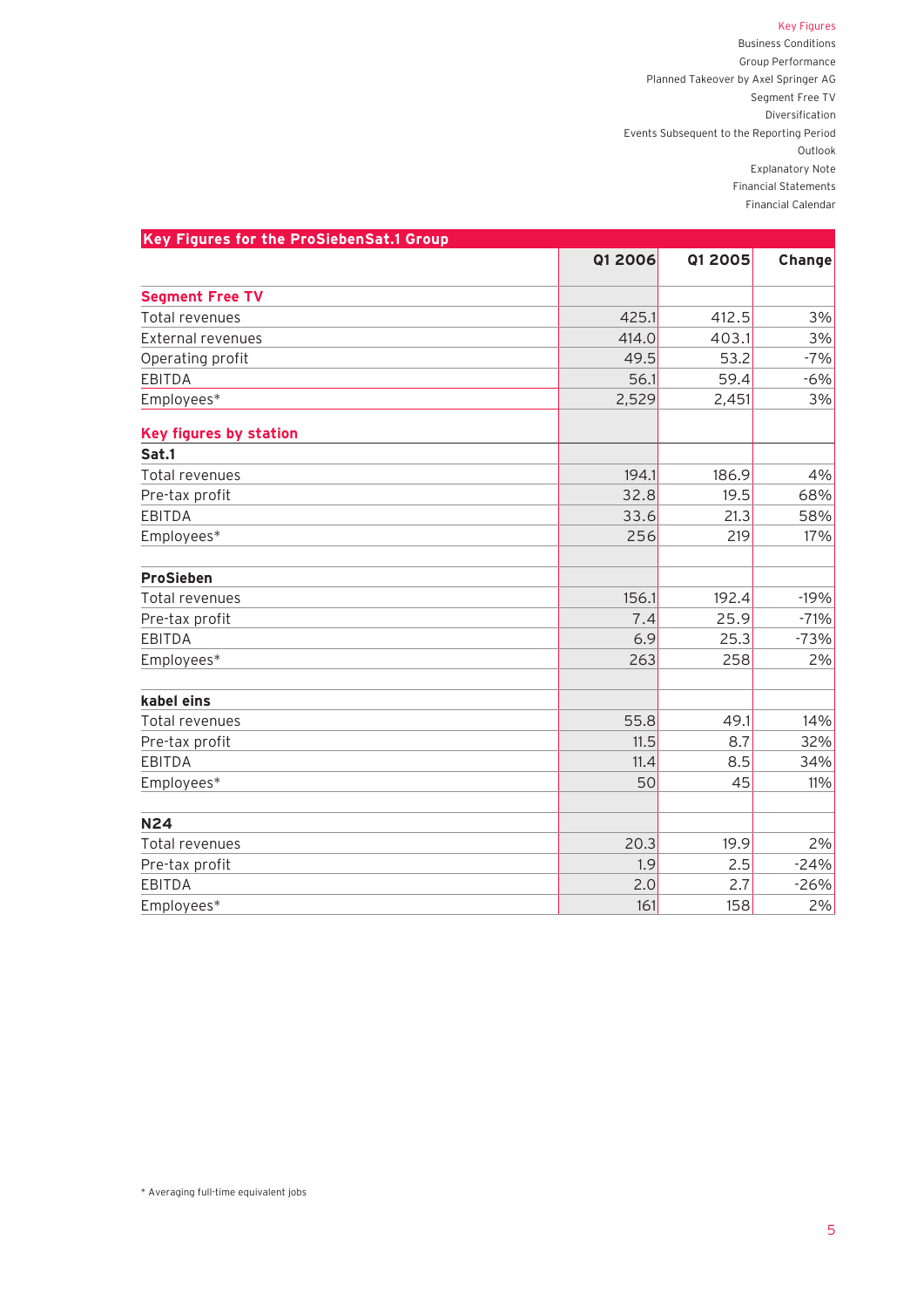## Key Figures for the ProSiebenSat.1 Group

| | Q1 2006 | Q1 2005 | Change |
|---|---|---|---|
| **Segment Free TV** | | | |
| Total revenues | 425.1 | 412.5 | 3% |
| External revenues | 414.0 | 403.1 | 3% |
| Operating profit | 49.5 | 53.2 | -7% |
| EBITDA | 56.1 | 59.4 | -6% |
| Employees* | 2,529 | 2,451 | 3% |
| **Key figures by station** | | | |
| **Sat.1** | | | |
| Total revenues | 194.1 | 186.9 | 4% |
| Pre-tax profit | 32.8 | 19.5 | 68% |
| EBITDA | 33.6 | 21.3 | 58% |
| Employees* | 256 | 219 | 17% |
| **ProSieben** | | | |
| Total revenues | 156.1 | 192.4 | -19% |
| Pre-tax profit | 7.4 | 25.9 | -71% |
| EBITDA | 6.9 | 25.3 | -73% |
| Employees* | 263 | 258 | 2% |
| **kabel eins** | | | |
| Total revenues | 55.8 | 49.1 | 14% |
| Pre-tax profit | 11.5 | 8.7 | 32% |
| EBITDA | 11.4 | 8.5 | 34% |
| Employees* | 50 | 45 | 11% |
| **N24** | | | |
| Total revenues | 20.3 | 19.9 | 2% |
| Pre-tax profit | 1.9 | 2.5 | -24% |
| EBITDA | 2.0 | 2.7 | -26% |
| Employees* | 161 | 158 | 2% |

* Averaging full-time equivalent jobs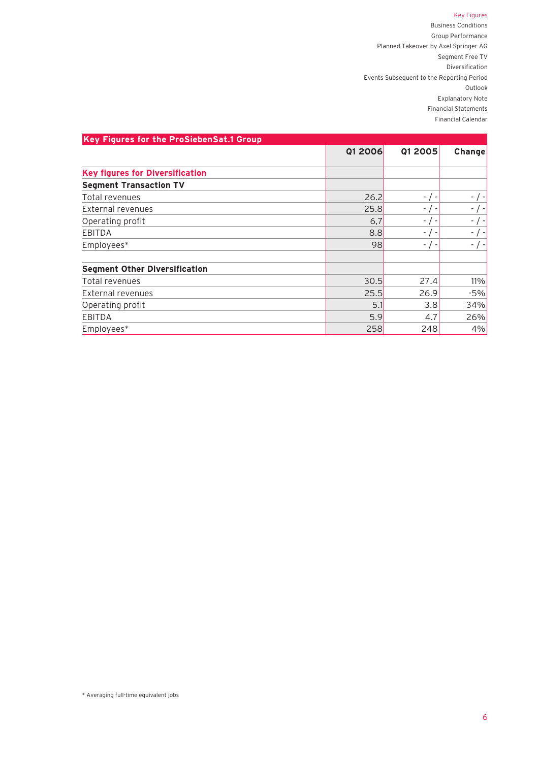| Key Figures for the ProSiebenSat.1 Group | Q1 2006 | Q1 2005 | Change |
|---|---|---|---|
| **Key figures for Diversification** | | | |
| **Segment Transaction TV** | | | |
| Total revenues | 26.2 | - / - | - / - |
| External revenues | 25.8 | - / - | - / - |
| Operating profit | 6,7 | - / - | - / - |
| EBITDA | 8.8 | - / - | - / - |
| Employees* | 98 | - / - | - / - |
| | | | |
| **Segment Other Diversification** | | | |
| Total revenues | 30.5 | 27.4 | 11% |
| External revenues | 25.5 | 26.9 | -5% |
| Operating profit | 5.1 | 3.8 | 34% |
| EBITDA | 5.9 | 4.7 | 26% |
| Employees* | 258 | 248 | 4% |

* Averaging full-time equivalent jobs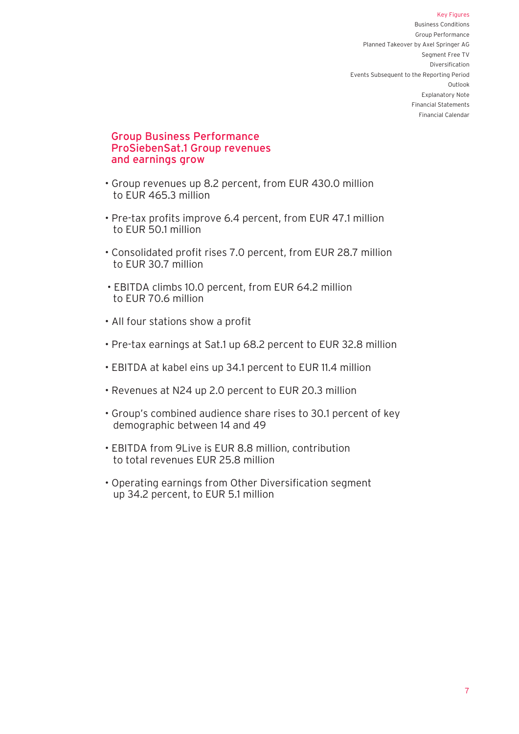## Group Business Performance
## ProSiebenSat.1 Group revenues and earnings grow

- Group revenues up 8.2 percent, from EUR 430.0 million to EUR 465.3 million
- Pre-tax profits improve 6.4 percent, from EUR 47.1 million to EUR 50.1 million
- Consolidated profit rises 7.0 percent, from EUR 28.7 million to EUR 30.7 million
- EBITDA climbs 10.0 percent, from EUR 64.2 million to EUR 70.6 million
- All four stations show a profit
- Pre-tax earnings at Sat.1 up 68.2 percent to EUR 32.8 million
- EBITDA at kabel eins up 34.1 percent to EUR 11.4 million
- Revenues at N24 up 2.0 percent to EUR 20.3 million
- Group's combined audience share rises to 30.1 percent of key demographic between 14 and 49
- EBITDA from 9Live is EUR 8.8 million, contribution to total revenues EUR 25.8 million
- Operating earnings from Other Diversification segment up 34.2 percent, to EUR 5.1 million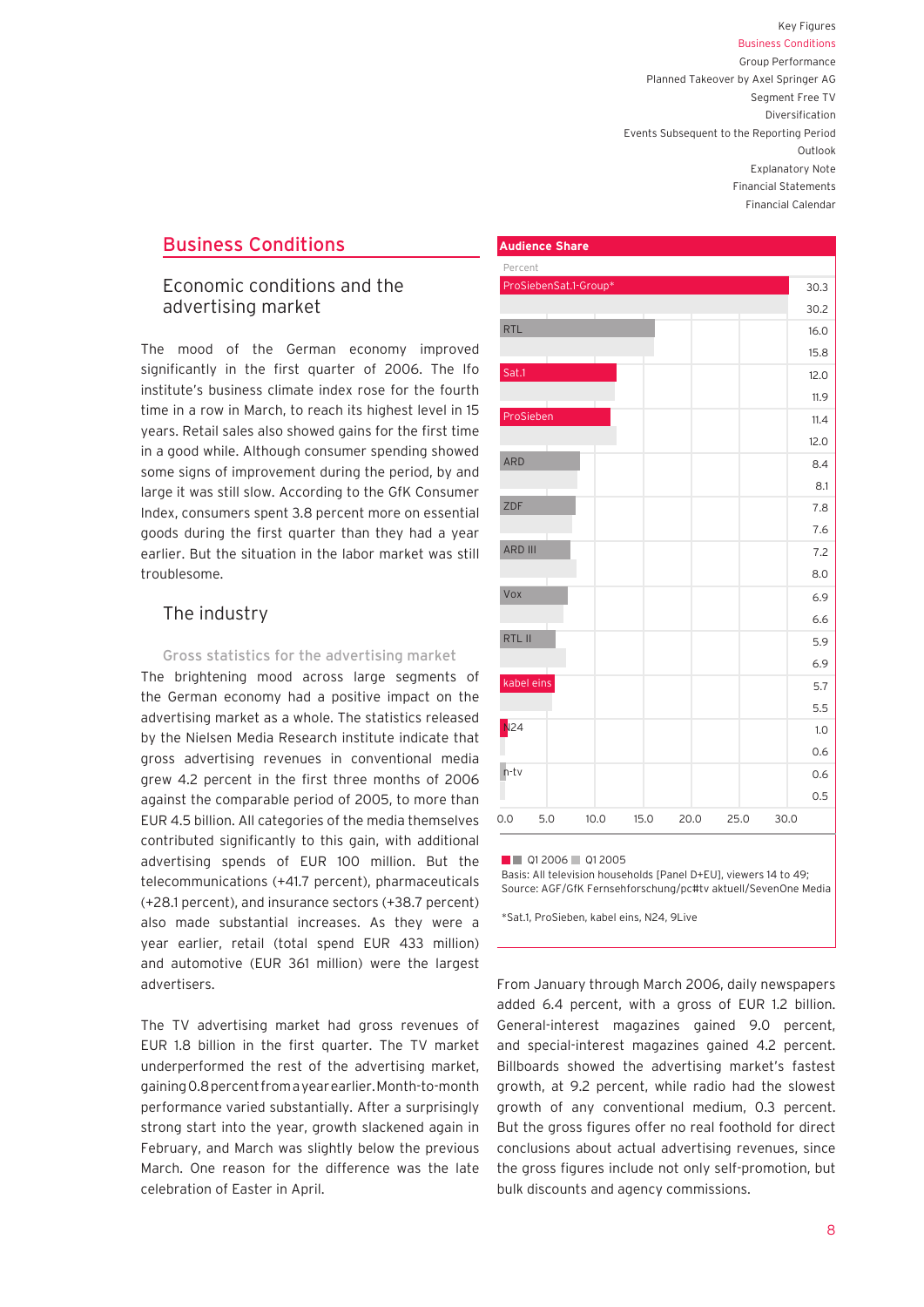## Business Conditions

### Economic conditions and the advertising market

The mood of the German economy improved significantly in the first quarter of 2006. The Ifo institute's business climate index rose for the fourth time in a row in March, to reach its highest level in 15 years. Retail sales also showed gains for the first time in a good while. Although consumer spending showed some signs of improvement during the period, by and large it was still slow. According to the GfK Consumer Index, consumers spent 3.8 percent more on essential goods during the first quarter than they had a year earlier. But the situation in the labor market was still troublesome.

### The industry

#### Gross statistics for the advertising market

The brightening mood across large segments of the German economy had a positive impact on the advertising market as a whole. The statistics released by the Nielsen Media Research institute indicate that gross advertising revenues in conventional media grew 4.2 percent in the first three months of 2006 against the comparable period of 2005, to more than EUR 4.5 billion. All categories of the media themselves contributed significantly to this gain, with additional advertising spends of EUR 100 million. But the telecommunications (+41.7 percent), pharmaceuticals (+28.1 percent), and insurance sectors (+38.7 percent) also made substantial increases. As they were a year earlier, retail (total spend EUR 433 million) and automotive (EUR 361 million) were the largest advertisers.

The TV advertising market had gross revenues of EUR 1.8 billion in the first quarter. The TV market underperformed the rest of the advertising market, gaining 0.8 percent from a year earlier. Month-to-month performance varied substantially. After a surprisingly strong start into the year, growth slackened again in February, and March was slightly below the previous March. One reason for the difference was the late celebration of Easter in April.

**Audience Share**

Percent

| | Q1 2006 | Q1 2005 |
|---|---|---|
| ProSiebenSat.1-Group* | 30.3 | 30.2 |
| RTL | 16.0 | 15.8 |
| Sat.1 | 12.0 | 11.9 |
| ProSieben | 11.4 | 12.0 |
| ARD | 8.4 | 8.1 |
| ZDF | 7.8 | 7.6 |
| ARD III | 7.2 | 8.0 |
| Vox | 6.9 | 6.6 |
| RTL II | 5.9 | 6.9 |
| kabel eins | 5.7 | 5.5 |
| N24 | 1.0 | 0.6 |
| n-tv | 0.6 | 0.5 |

Basis: All television households [Panel D+EU], viewers 14 to 49; Source: AGF/GfK Fernsehforschung/pc#tv aktuell/SevenOne Media

*Sat.1, ProSieben, kabel eins, N24, 9Live

From January through March 2006, daily newspapers added 6.4 percent, with a gross of EUR 1.2 billion. General-interest magazines gained 9.0 percent, and special-interest magazines gained 4.2 percent. Billboards showed the advertising market's fastest growth, at 9.2 percent, while radio had the slowest growth of any conventional medium, 0.3 percent. But the gross figures offer no real foothold for direct conclusions about actual advertising revenues, since the gross figures include not only self-promotion, but bulk discounts and agency commissions.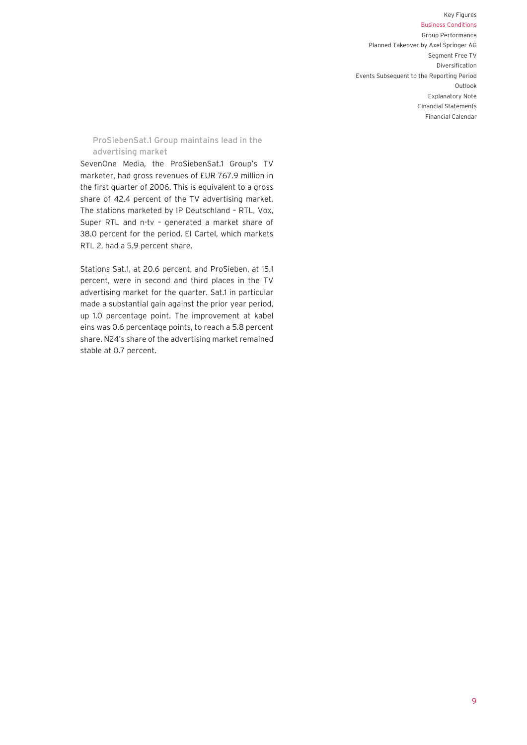### ProSiebenSat.1 Group maintains lead in the advertising market

SevenOne Media, the ProSiebenSat.1 Group's TV marketer, had gross revenues of EUR 767.9 million in the first quarter of 2006. This is equivalent to a gross share of 42.4 percent of the TV advertising market. The stations marketed by IP Deutschland – RTL, Vox, Super RTL and n-tv – generated a market share of 38.0 percent for the period. El Cartel, which markets RTL 2, had a 5.9 percent share.

Stations Sat.1, at 20.6 percent, and ProSieben, at 15.1 percent, were in second and third places in the TV advertising market for the quarter. Sat.1 in particular made a substantial gain against the prior year period, up 1.0 percentage point. The improvement at kabel eins was 0.6 percentage points, to reach a 5.8 percent share. N24's share of the advertising market remained stable at 0.7 percent.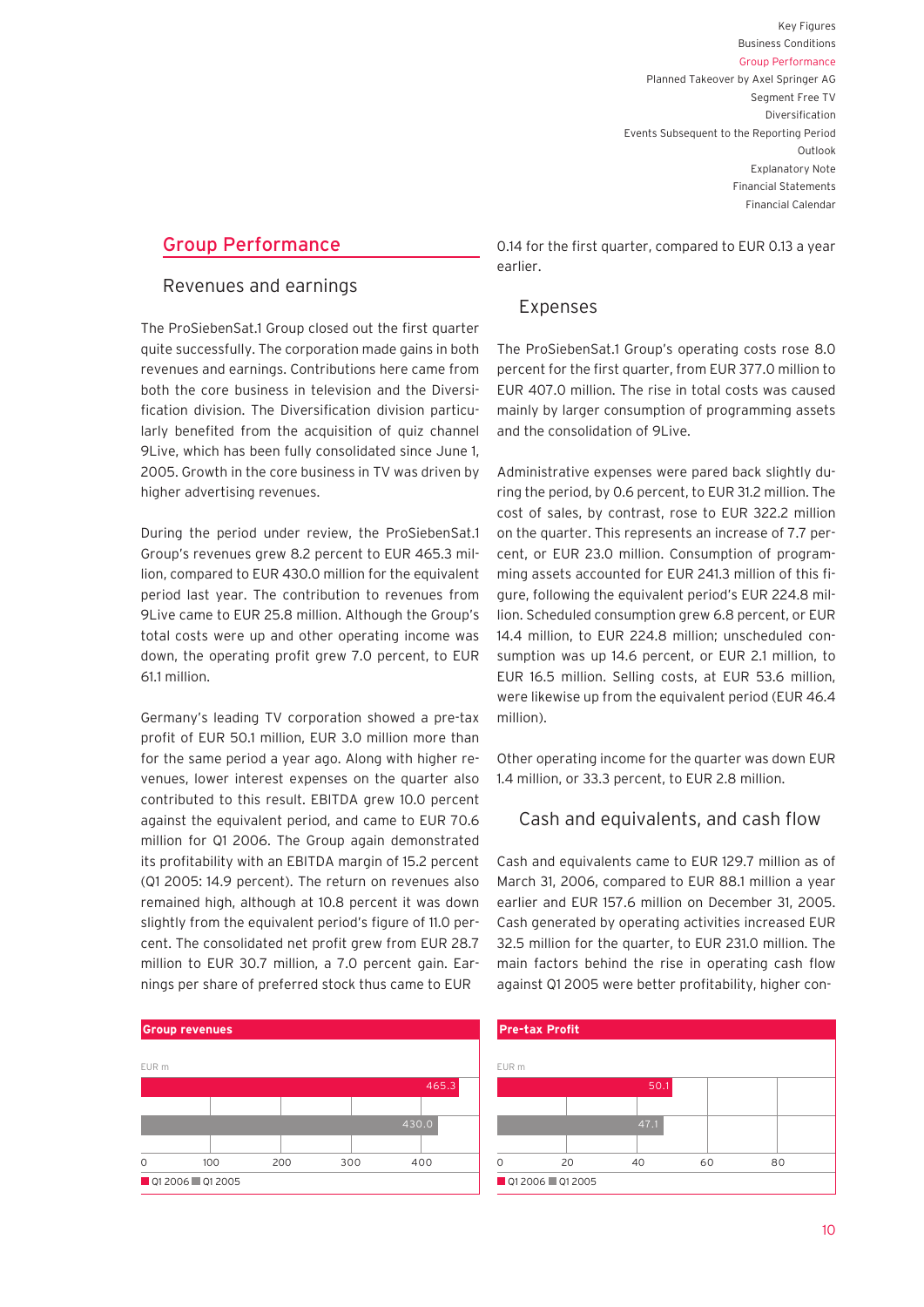## Group Performance

### Revenues and earnings

The ProSiebenSat.1 Group closed out the first quarter quite successfully. The corporation made gains in both revenues and earnings. Contributions here came from both the core business in television and the Diversification division. The Diversification division particularly benefited from the acquisition of quiz channel 9Live, which has been fully consolidated since June 1, 2005. Growth in the core business in TV was driven by higher advertising revenues.

During the period under review, the ProSiebenSat.1 Group's revenues grew 8.2 percent to EUR 465.3 million, compared to EUR 430.0 million for the equivalent period last year. The contribution to revenues from 9Live came to EUR 25.8 million. Although the Group's total costs were up and other operating income was down, the operating profit grew 7.0 percent, to EUR 61.1 million.

Germany's leading TV corporation showed a pre-tax profit of EUR 50.1 million, EUR 3.0 million more than for the same period a year ago. Along with higher revenues, lower interest expenses on the quarter also contributed to this result. EBITDA grew 10.0 percent against the equivalent period, and came to EUR 70.6 million for Q1 2006. The Group again demonstrated its profitability with an EBITDA margin of 15.2 percent (Q1 2005: 14.9 percent). The return on revenues also remained high, although at 10.8 percent it was down slightly from the equivalent period's figure of 11.0 percent. The consolidated net profit grew from EUR 28.7 million to EUR 30.7 million, a 7.0 percent gain. Earnings per share of preferred stock thus came to EUR 0.14 for the first quarter, compared to EUR 0.13 a year earlier.

### Expenses

The ProSiebenSat.1 Group's operating costs rose 8.0 percent for the first quarter, from EUR 377.0 million to EUR 407.0 million. The rise in total costs was caused mainly by larger consumption of programming assets and the consolidation of 9Live.

Administrative expenses were pared back slightly during the period, by 0.6 percent, to EUR 31.2 million. The cost of sales, by contrast, rose to EUR 322.2 million on the quarter. This represents an increase of 7.7 percent, or EUR 23.0 million. Consumption of programming assets accounted for EUR 241.3 million of this figure, following the equivalent period's EUR 224.8 million. Scheduled consumption grew 6.8 percent, or EUR 14.4 million, to EUR 224.8 million; unscheduled consumption was up 14.6 percent, or EUR 2.1 million, to EUR 16.5 million. Selling costs, at EUR 53.6 million, were likewise up from the equivalent period (EUR 46.4 million).

Other operating income for the quarter was down EUR 1.4 million, or 33.3 percent, to EUR 2.8 million.

### Cash and equivalents, and cash flow

Cash and equivalents came to EUR 129.7 million as of March 31, 2006, compared to EUR 88.1 million a year earlier and EUR 157.6 million on December 31, 2005. Cash generated by operating activities increased EUR 32.5 million for the quarter, to EUR 231.0 million. The main factors behind the rise in operating cash flow against Q1 2005 were better profitability, higher con-

**Group revenues**

EUR m

| | EUR m |
|---|---|
| Q1 2006 | 465.3 |
| Q1 2005 | 430.0 |

**Pre-tax Profit**

EUR m

| | EUR m |
|---|---|
| Q1 2006 | 50.1 |
| Q1 2005 | 47.1 |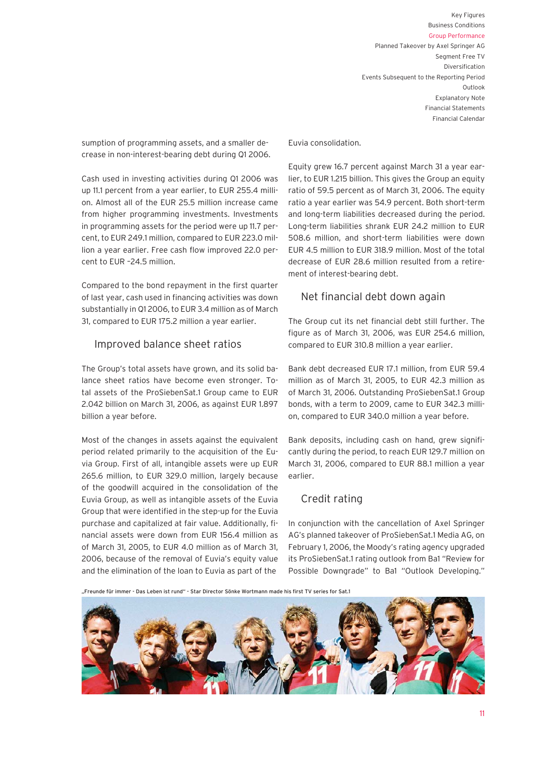sumption of programming assets, and a smaller decrease in non-interest-bearing debt during Q1 2006.

Cash used in investing activities during Q1 2006 was up 11.1 percent from a year earlier, to EUR 255.4 million. Almost all of the EUR 25.5 million increase came from higher programming investments. Investments in programming assets for the period were up 11.7 percent, to EUR 249.1 million, compared to EUR 223.0 million a year earlier. Free cash flow improved 22.0 percent to EUR –24.5 million.

Compared to the bond repayment in the first quarter of last year, cash used in financing activities was down substantially in Q1 2006, to EUR 3.4 million as of March 31, compared to EUR 175.2 million a year earlier.

## Improved balance sheet ratios

The Group's total assets have grown, and its solid balance sheet ratios have become even stronger. Total assets of the ProSiebenSat.1 Group came to EUR 2.042 billion on March 31, 2006, as against EUR 1.897 billion a year before.

Most of the changes in assets against the equivalent period related primarily to the acquisition of the Euvia Group. First of all, intangible assets were up EUR 265.6 million, to EUR 329.0 million, largely because of the goodwill acquired in the consolidation of the Euvia Group, as well as intangible assets of the Euvia Group that were identified in the step-up for the Euvia purchase and capitalized at fair value. Additionally, financial assets were down from EUR 156.4 million as of March 31, 2005, to EUR 4.0 million as of March 31, 2006, because of the removal of Euvia's equity value and the elimination of the loan to Euvia as part of the Euvia consolidation.

Equity grew 16.7 percent against March 31 a year earlier, to EUR 1.215 billion. This gives the Group an equity ratio of 59.5 percent as of March 31, 2006. The equity ratio a year earlier was 54.9 percent. Both short-term and long-term liabilities decreased during the period. Long-term liabilities shrank EUR 24.2 million to EUR 508.6 million, and short-term liabilities were down EUR 4.5 million to EUR 318.9 million. Most of the total decrease of EUR 28.6 million resulted from a retirement of interest-bearing debt.

## Net financial debt down again

The Group cut its net financial debt still further. The figure as of March 31, 2006, was EUR 254.6 million, compared to EUR 310.8 million a year earlier.

Bank debt decreased EUR 17.1 million, from EUR 59.4 million as of March 31, 2005, to EUR 42.3 million as of March 31, 2006. Outstanding ProSiebenSat.1 Group bonds, with a term to 2009, came to EUR 342.3 million, compared to EUR 340.0 million a year before.

Bank deposits, including cash on hand, grew significantly during the period, to reach EUR 129.7 million on March 31, 2006, compared to EUR 88.1 million a year earlier.

## Credit rating

In conjunction with the cancellation of Axel Springer AG's planned takeover of ProSiebenSat.1 Media AG, on February 1, 2006, the Moody's rating agency upgraded its ProSiebenSat.1 rating outlook from Ba1 "Review for Possible Downgrade" to Ba1 "Outlook Developing."

„Freunde für immer - Das Leben ist rund" - Star Director Sönke Wortmann made his first TV series for Sat.1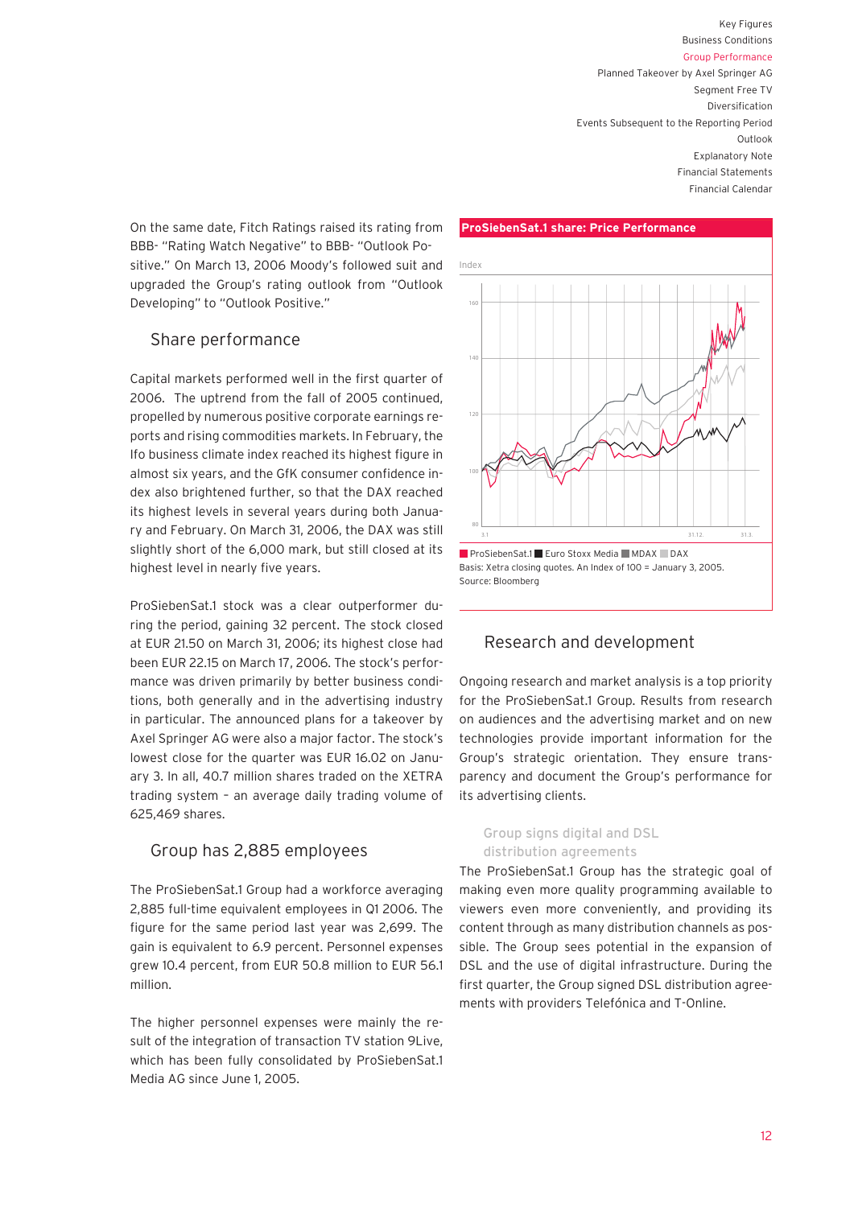On the same date, Fitch Ratings raised its rating from BBB- "Rating Watch Negative" to BBB- "Outlook Positive." On March 13, 2006 Moody's followed suit and upgraded the Group's rating outlook from "Outlook Developing" to "Outlook Positive."

## Share performance

Capital markets performed well in the first quarter of 2006. The uptrend from the fall of 2005 continued, propelled by numerous positive corporate earnings reports and rising commodities markets. In February, the Ifo business climate index reached its highest figure in almost six years, and the GfK consumer confidence index also brightened further, so that the DAX reached its highest levels in several years during both January and February. On March 31, 2006, the DAX was still slightly short of the 6,000 mark, but still closed at its highest level in nearly five years.

ProSiebenSat.1 stock was a clear outperformer during the period, gaining 32 percent. The stock closed at EUR 21.50 on March 31, 2006; its highest close had been EUR 22.15 on March 17, 2006. The stock's performance was driven primarily by better business conditions, both generally and in the advertising industry in particular. The announced plans for a takeover by Axel Springer AG were also a major factor. The stock's lowest close for the quarter was EUR 16.02 on January 3. In all, 40.7 million shares traded on the XETRA trading system – an average daily trading volume of 625,469 shares.

**ProSiebenSat.1 share: Price Performance**

ProSiebenSat.1 ■ Euro Stoxx Media ■ MDAX ■ DAX

Basis: Xetra closing quotes. An Index of 100 = January 3, 2005.
Source: Bloomberg

## Group has 2,885 employees

The ProSiebenSat.1 Group had a workforce averaging 2,885 full-time equivalent employees in Q1 2006. The figure for the same period last year was 2,699. The gain is equivalent to 6.9 percent. Personnel expenses grew 10.4 percent, from EUR 50.8 million to EUR 56.1 million.

The higher personnel expenses were mainly the result of the integration of transaction TV station 9Live, which has been fully consolidated by ProSiebenSat.1 Media AG since June 1, 2005.

## Research and development

Ongoing research and market analysis is a top priority for the ProSiebenSat.1 Group. Results from research on audiences and the advertising market and on new technologies provide important information for the Group's strategic orientation. They ensure transparency and document the Group's performance for its advertising clients.

### Group signs digital and DSL distribution agreements

The ProSiebenSat.1 Group has the strategic goal of making even more quality programming available to viewers even more conveniently, and providing its content through as many distribution channels as possible. The Group sees potential in the expansion of DSL and the use of digital infrastructure. During the first quarter, the Group signed DSL distribution agreements with providers Telefónica and T-Online.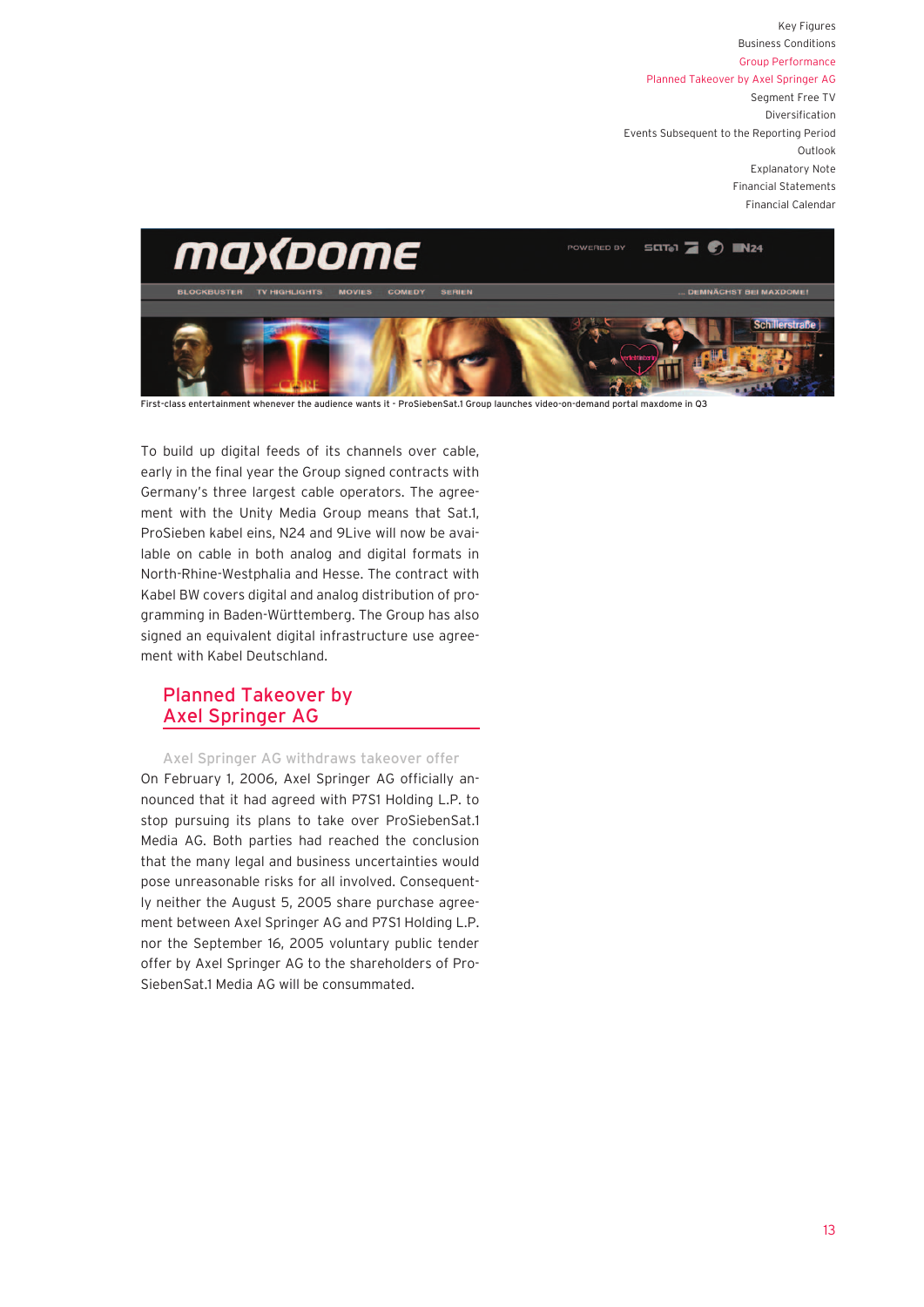First-class entertainment whenever the audience wants it – ProSiebenSat.1 Group launches video-on-demand portal maxdome in Q3

To build up digital feeds of its channels over cable, early in the final year the Group signed contracts with Germany's three largest cable operators. The agreement with the Unity Media Group means that Sat.1, ProSieben kabel eins, N24 and 9Live will now be available on cable in both analog and digital formats in North-Rhine-Westphalia and Hesse. The contract with Kabel BW covers digital and analog distribution of programming in Baden-Württemberg. The Group has also signed an equivalent digital infrastructure use agreement with Kabel Deutschland.

## Planned Takeover by Axel Springer AG

### Axel Springer AG withdraws takeover offer

On February 1, 2006, Axel Springer AG officially announced that it had agreed with P7S1 Holding L.P. to stop pursuing its plans to take over ProSiebenSat.1 Media AG. Both parties had reached the conclusion that the many legal and business uncertainties would pose unreasonable risks for all involved. Consequently neither the August 5, 2005 share purchase agreement between Axel Springer AG and P7S1 Holding L.P. nor the September 16, 2005 voluntary public tender offer by Axel Springer AG to the shareholders of ProSiebenSat.1 Media AG will be consummated.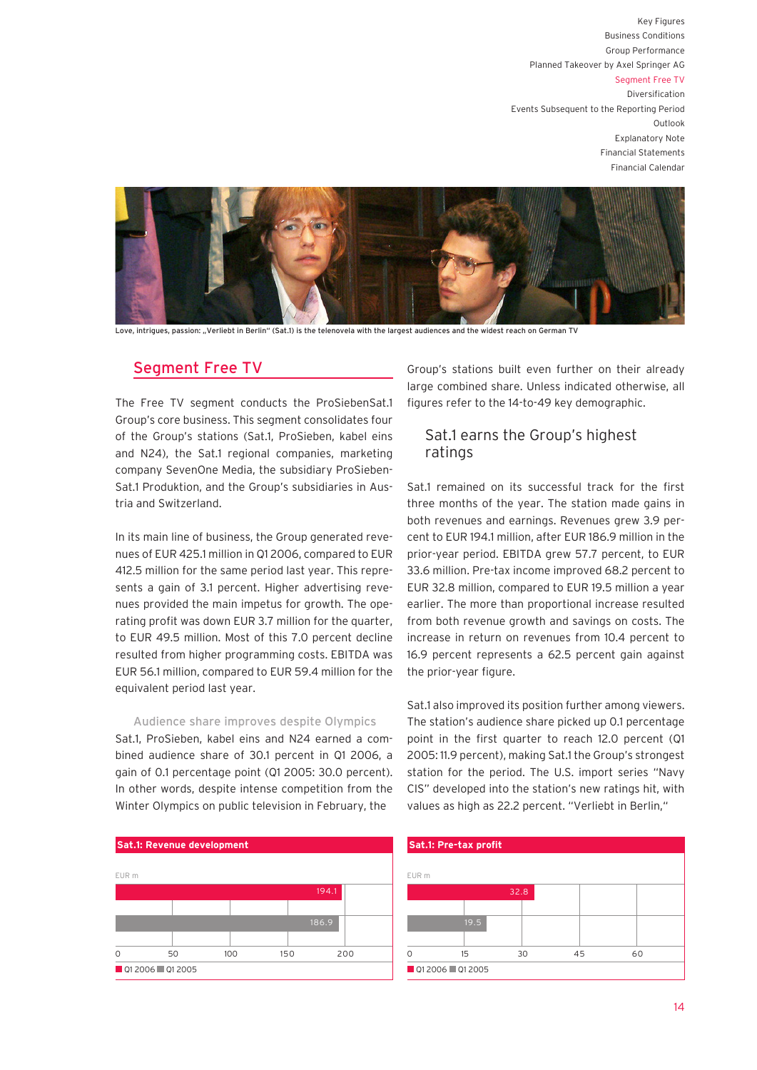Love, intrigues, passion: „Verliebt in Berlin" (Sat.1) is the telenovela with the largest audiences and the widest reach on German TV

## Segment Free TV

The Free TV segment conducts the ProSiebenSat.1 Group's core business. This segment consolidates four of the Group's stations (Sat.1, ProSieben, kabel eins and N24), the Sat.1 regional companies, marketing company SevenOne Media, the subsidiary ProSieben-Sat.1 Produktion, and the Group's subsidiaries in Austria and Switzerland.

In its main line of business, the Group generated revenues of EUR 425.1 million in Q1 2006, compared to EUR 412.5 million for the same period last year. This represents a gain of 3.1 percent. Higher advertising revenues provided the main impetus for growth. The operating profit was down EUR 3.7 million for the quarter, to EUR 49.5 million. Most of this 7.0 percent decline resulted from higher programming costs. EBITDA was EUR 56.1 million, compared to EUR 59.4 million for the equivalent period last year.

### Audience share improves despite Olympics

Sat.1, ProSieben, kabel eins and N24 earned a combined audience share of 30.1 percent in Q1 2006, a gain of 0.1 percentage point (Q1 2005: 30.0 percent). In other words, despite intense competition from the Winter Olympics on public television in February, the Group's stations built even further on their already large combined share. Unless indicated otherwise, all figures refer to the 14-to-49 key demographic.

### Sat.1 earns the Group's highest ratings

Sat.1 remained on its successful track for the first three months of the year. The station made gains in both revenues and earnings. Revenues grew 3.9 percent to EUR 194.1 million, after EUR 186.9 million in the prior-year period. EBITDA grew 57.7 percent, to EUR 33.6 million. Pre-tax income improved 68.2 percent to EUR 32.8 million, compared to EUR 19.5 million a year earlier. The more than proportional increase resulted from both revenue growth and savings on costs. The increase in return on revenues from 10.4 percent to 16.9 percent represents a 62.5 percent gain against the prior-year figure.

Sat.1 also improved its position further among viewers. The station's audience share picked up 0.1 percentage point in the first quarter to reach 12.0 percent (Q1 2005: 11.9 percent), making Sat.1 the Group's strongest station for the period. The U.S. import series "Navy CIS" developed into the station's new ratings hit, with values as high as 22.2 percent. "Verliebt in Berlin,"

**Sat.1: Revenue development**

EUR m

| | EUR m |
|---|---|
| Q1 2006 | 194.1 |
| Q1 2005 | 186.9 |

**Sat.1: Pre-tax profit**

EUR m

| | EUR m |
|---|---|
| Q1 2006 | 32.8 |
| Q1 2005 | 19.5 |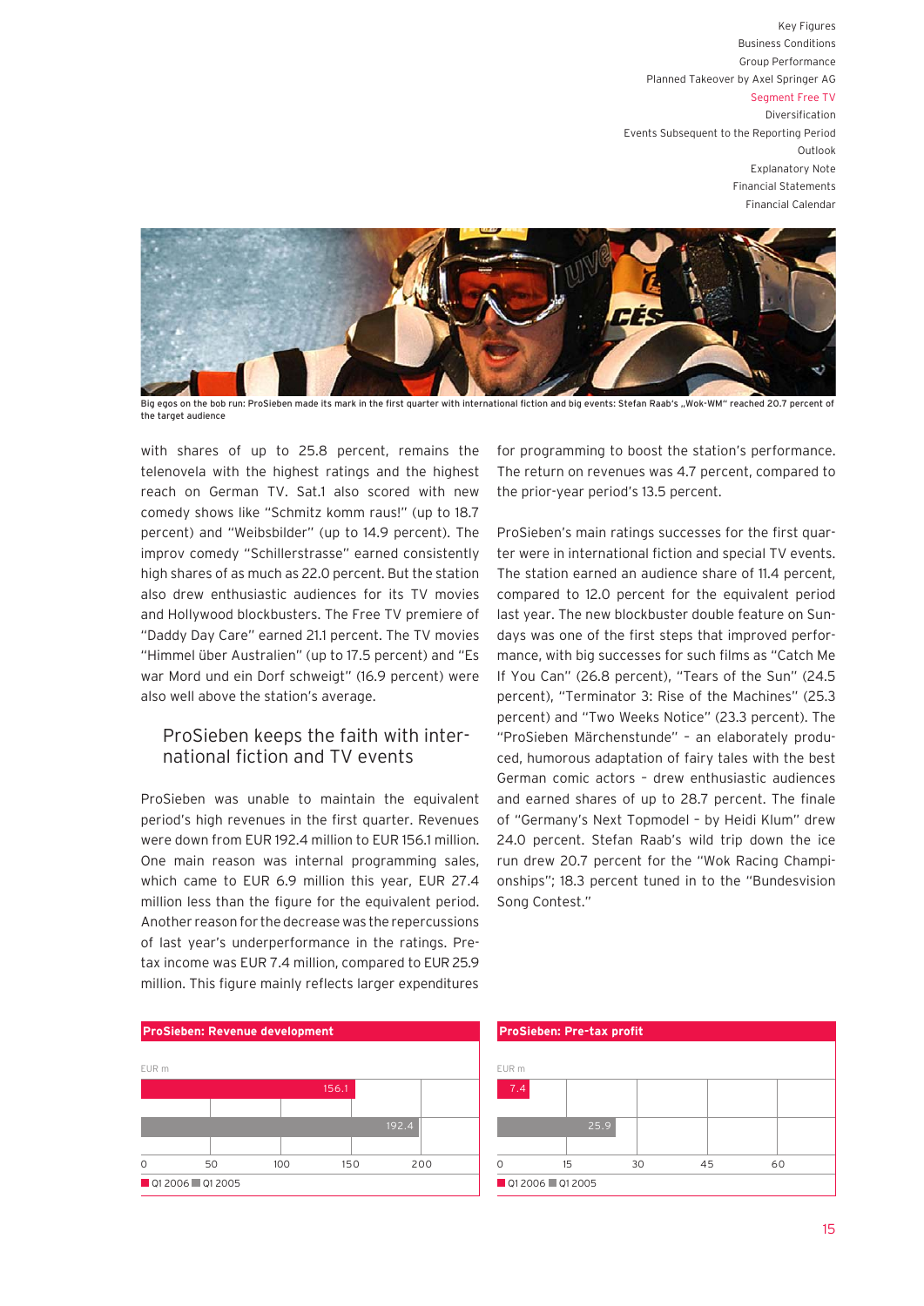Big egos on the bob run: ProSieben made its mark in the first quarter with international fiction and big events: Stefan Raab's „Wok-WM" reached 20.7 percent of the target audience

with shares of up to 25.8 percent, remains the telenovela with the highest ratings and the highest reach on German TV. Sat.1 also scored with new comedy shows like "Schmitz komm raus!" (up to 18.7 percent) and "Weibsbilder" (up to 14.9 percent). The improv comedy "Schillerstrasse" earned consistently high shares of as much as 22.0 percent. But the station also drew enthusiastic audiences for its TV movies and Hollywood blockbusters. The Free TV premiere of "Daddy Day Care" earned 21.1 percent. The TV movies "Himmel über Australien" (up to 17.5 percent) and "Es war Mord und ein Dorf schweigt" (16.9 percent) were also well above the station's average.

## ProSieben keeps the faith with international fiction and TV events

ProSieben was unable to maintain the equivalent period's high revenues in the first quarter. Revenues were down from EUR 192.4 million to EUR 156.1 million. One main reason was internal programming sales, which came to EUR 6.9 million this year, EUR 27.4 million less than the figure for the equivalent period. Another reason for the decrease was the repercussions of last year's underperformance in the ratings. Pre-tax income was EUR 7.4 million, compared to EUR 25.9 million. This figure mainly reflects larger expenditures for programming to boost the station's performance. The return on revenues was 4.7 percent, compared to the prior-year period's 13.5 percent.

ProSieben's main ratings successes for the first quarter were in international fiction and special TV events. The station earned an audience share of 11.4 percent, compared to 12.0 percent for the equivalent period last year. The new blockbuster double feature on Sundays was one of the first steps that improved performance, with big successes for such films as "Catch Me If You Can" (26.8 percent), "Tears of the Sun" (24.5 percent), "Terminator 3: Rise of the Machines" (25.3 percent) and "Two Weeks Notice" (23.3 percent). The "ProSieben Märchenstunde" – an elaborately produced, humorous adaptation of fairy tales with the best German comic actors – drew enthusiastic audiences and earned shares of up to 28.7 percent. The finale of "Germany's Next Topmodel – by Heidi Klum" drew 24.0 percent. Stefan Raab's wild trip down the ice run drew 20.7 percent for the "Wok Racing Championships"; 18.3 percent tuned in to the "Bundesvision Song Contest."

**ProSieben: Revenue development**

EUR m

| Period | Revenue |
|---|---|
| Q1 2006 | 156.1 |
| Q1 2005 | 192.4 |

**ProSieben: Pre-tax profit**

EUR m

| Period | Pre-tax profit |
|---|---|
| Q1 2006 | 7.4 |
| Q1 2005 | 25.9 |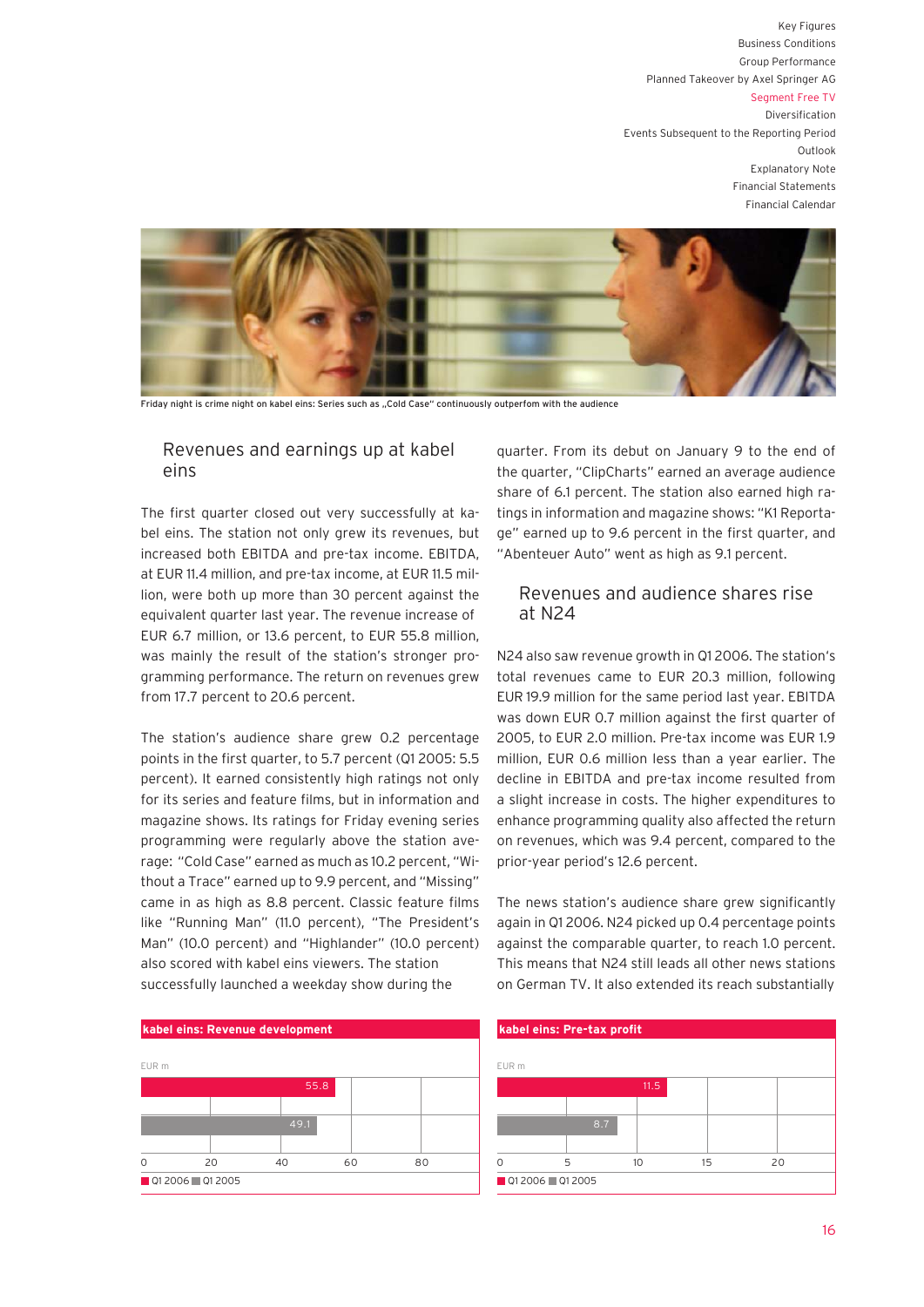Friday night is crime night on kabel eins: Series such as „Cold Case" continuously outperfom with the audience

## Revenues and earnings up at kabel eins

The first quarter closed out very successfully at kabel eins. The station not only grew its revenues, but increased both EBITDA and pre-tax income. EBITDA, at EUR 11.4 million, and pre-tax income, at EUR 11.5 million, were both up more than 30 percent against the equivalent quarter last year. The revenue increase of EUR 6.7 million, or 13.6 percent, to EUR 55.8 million, was mainly the result of the station's stronger programming performance. The return on revenues grew from 17.7 percent to 20.6 percent.

The station's audience share grew 0.2 percentage points in the first quarter, to 5.7 percent (Q1 2005: 5.5 percent). It earned consistently high ratings not only for its series and feature films, but in information and magazine shows. Its ratings for Friday evening series programming were regularly above the station average: "Cold Case" earned as much as 10.2 percent, "Without a Trace" earned up to 9.9 percent, and "Missing" came in as high as 8.8 percent. Classic feature films like "Running Man" (11.0 percent), "The President's Man" (10.0 percent) and "Highlander" (10.0 percent) also scored with kabel eins viewers. The station successfully launched a weekday show during the quarter. From its debut on January 9 to the end of the quarter, "ClipCharts" earned an average audience share of 6.1 percent. The station also earned high ratings in information and magazine shows: "K1 Reportage" earned up to 9.6 percent in the first quarter, and "Abenteuer Auto" went as high as 9.1 percent.

## Revenues and audience shares rise at N24

N24 also saw revenue growth in Q1 2006. The station's total revenues came to EUR 20.3 million, following EUR 19.9 million for the same period last year. EBITDA was down EUR 0.7 million against the first quarter of 2005, to EUR 2.0 million. Pre-tax income was EUR 1.9 million, EUR 0.6 million less than a year earlier. The decline in EBITDA and pre-tax income resulted from a slight increase in costs. The higher expenditures to enhance programming quality also affected the return on revenues, which was 9.4 percent, compared to the prior-year period's 12.6 percent.

The news station's audience share grew significantly again in Q1 2006. N24 picked up 0.4 percentage points against the comparable quarter, to reach 1.0 percent. This means that N24 still leads all other news stations on German TV. It also extended its reach substantially

**kabel eins: Revenue development**

EUR m

| | EUR m |
|---|---|
| Q1 2006 | 55.8 |
| Q1 2005 | 49.1 |

**kabel eins: Pre-tax profit**

EUR m

| | EUR m |
|---|---|
| Q1 2006 | 11.5 |
| Q1 2005 | 8.7 |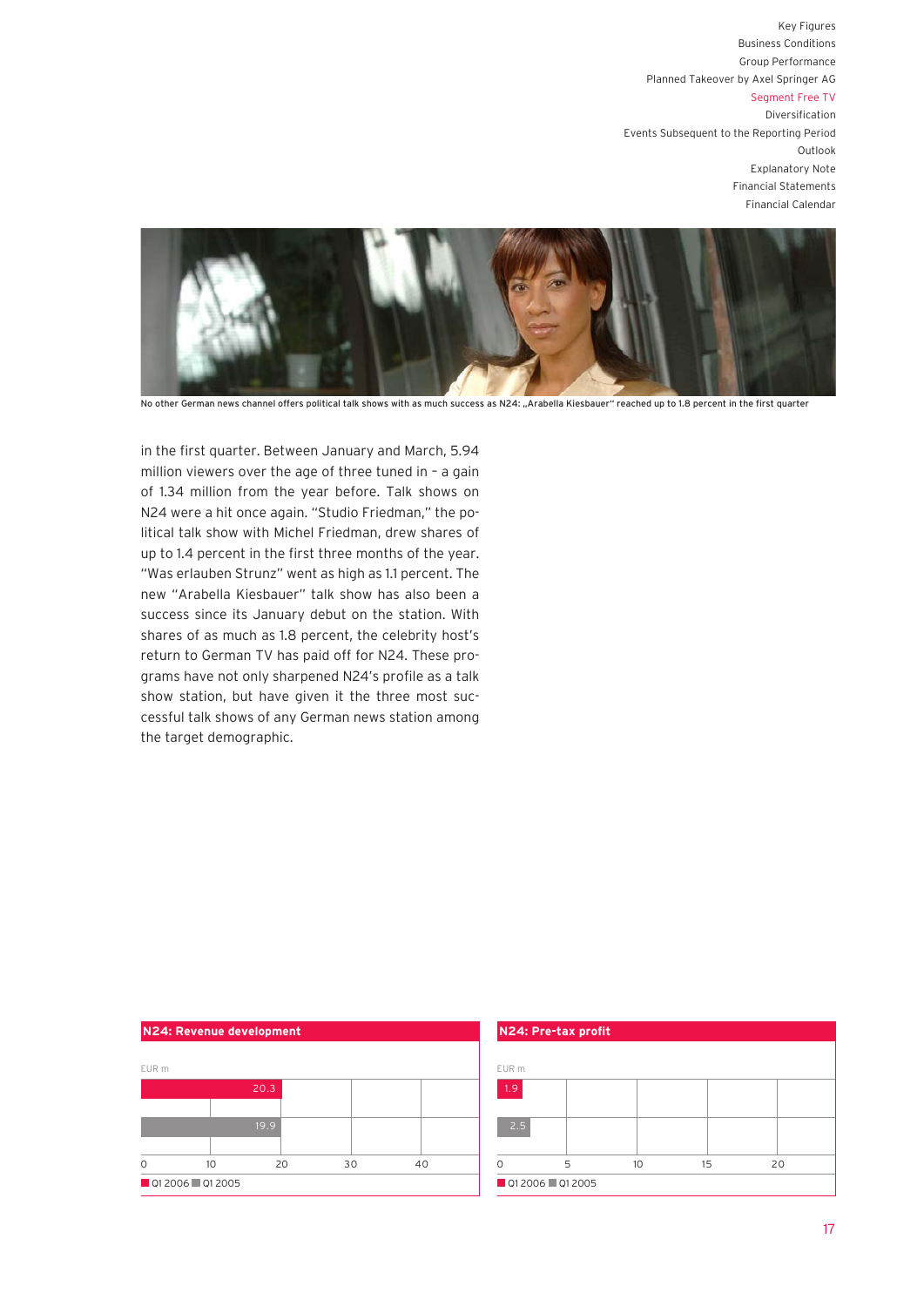No other German news channel offers political talk shows with as much success as N24: „Arabella Kiesbauer" reached up to 1.8 percent in the first quarter

in the first quarter. Between January and March, 5.94 million viewers over the age of three tuned in – a gain of 1.34 million from the year before. Talk shows on N24 were a hit once again. "Studio Friedman," the political talk show with Michel Friedman, drew shares of up to 1.4 percent in the first three months of the year. "Was erlauben Strunz" went as high as 1.1 percent. The new "Arabella Kiesbauer" talk show has also been a success since its January debut on the station. With shares of as much as 1.8 percent, the celebrity host's return to German TV has paid off for N24. These programs have not only sharpened N24's profile as a talk show station, but have given it the three most successful talk shows of any German news station among the target demographic.

**N24: Revenue development**

| EUR m | |
|---|---|
| Q1 2006 | 20.3 |
| Q1 2005 | 19.9 |

**N24: Pre-tax profit**

| EUR m | |
|---|---|
| Q1 2006 | 1.9 |
| Q1 2005 | 2.5 |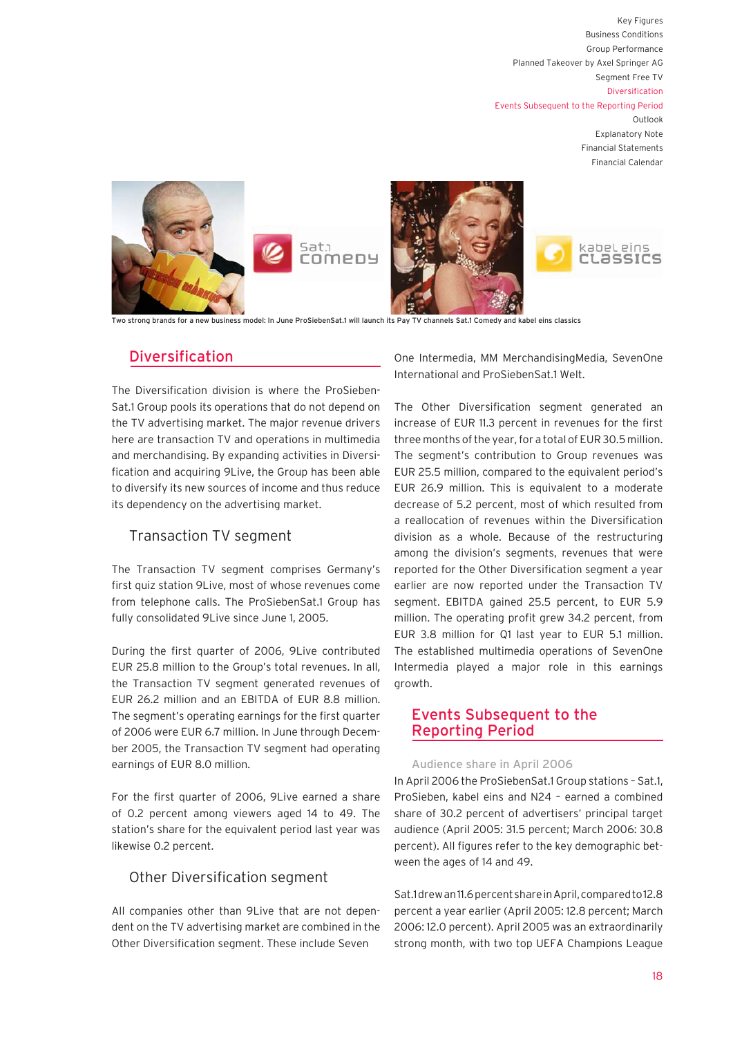Two strong brands for a new business model: In June ProSiebenSat.1 will launch its Pay TV channels Sat.1 Comedy and kabel eins classics

## Diversification

The Diversification division is where the ProSiebenSat.1 Group pools its operations that do not depend on the TV advertising market. The major revenue drivers here are transaction TV and operations in multimedia and merchandising. By expanding activities in Diversification and acquiring 9Live, the Group has been able to diversify its new sources of income and thus reduce its dependency on the advertising market.

### Transaction TV segment

The Transaction TV segment comprises Germany's first quiz station 9Live, most of whose revenues come from telephone calls. The ProSiebenSat.1 Group has fully consolidated 9Live since June 1, 2005.

During the first quarter of 2006, 9Live contributed EUR 25.8 million to the Group's total revenues. In all, the Transaction TV segment generated revenues of EUR 26.2 million and an EBITDA of EUR 8.8 million. The segment's operating earnings for the first quarter of 2006 were EUR 6.7 million. In June through December 2005, the Transaction TV segment had operating earnings of EUR 8.0 million.

For the first quarter of 2006, 9Live earned a share of 0.2 percent among viewers aged 14 to 49. The station's share for the equivalent period last year was likewise 0.2 percent.

### Other Diversification segment

All companies other than 9Live that are not dependent on the TV advertising market are combined in the Other Diversification segment. These include Seven One Intermedia, MM MerchandisingMedia, SevenOne International and ProSiebenSat.1 Welt.

The Other Diversification segment generated an increase of EUR 11.3 percent in revenues for the first three months of the year, for a total of EUR 30.5 million. The segment's contribution to Group revenues was EUR 25.5 million, compared to the equivalent period's EUR 26.9 million. This is equivalent to a moderate decrease of 5.2 percent, most of which resulted from a reallocation of revenues within the Diversification division as a whole. Because of the restructuring among the division's segments, revenues that were reported for the Other Diversification segment a year earlier are now reported under the Transaction TV segment. EBITDA gained 25.5 percent, to EUR 5.9 million. The operating profit grew 34.2 percent, from EUR 3.8 million for Q1 last year to EUR 5.1 million. The established multimedia operations of SevenOne Intermedia played a major role in this earnings growth.

## Events Subsequent to the Reporting Period

### Audience share in April 2006

In April 2006 the ProSiebenSat.1 Group stations – Sat.1, ProSieben, kabel eins and N24 – earned a combined share of 30.2 percent of advertisers' principal target audience (April 2005: 31.5 percent; March 2006: 30.8 percent). All figures refer to the key demographic between the ages of 14 and 49.

Sat.1 drew an 11.6 percent share in April, compared to 12.8 percent a year earlier (April 2005: 12.8 percent; March 2006: 12.0 percent). April 2005 was an extraordinarily strong month, with two top UEFA Champions League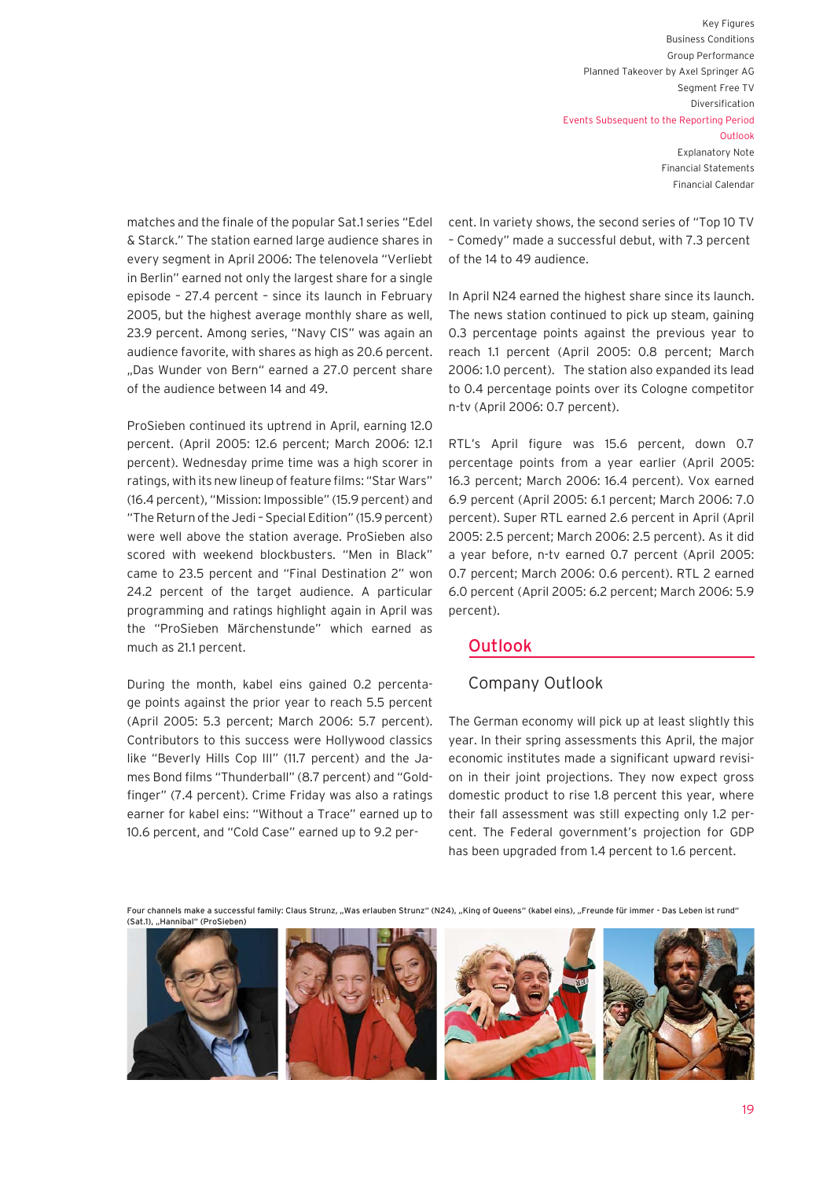matches and the finale of the popular Sat.1 series "Edel & Starck." The station earned large audience shares in every segment in April 2006: The telenovela "Verliebt in Berlin" earned not only the largest share for a single episode – 27.4 percent – since its launch in February 2005, but the highest average monthly share as well, 23.9 percent. Among series, "Navy CIS" was again an audience favorite, with shares as high as 20.6 percent. „Das Wunder von Bern" earned a 27.0 percent share of the audience between 14 and 49.

ProSieben continued its uptrend in April, earning 12.0 percent. (April 2005: 12.6 percent; March 2006: 12.1 percent). Wednesday prime time was a high scorer in ratings, with its new lineup of feature films: "Star Wars" (16.4 percent), "Mission: Impossible" (15.9 percent) and "The Return of the Jedi – Special Edition" (15.9 percent) were well above the station average. ProSieben also scored with weekend blockbusters. "Men in Black" came to 23.5 percent and "Final Destination 2" won 24.2 percent of the target audience. A particular programming and ratings highlight again in April was the "ProSieben Märchenstunde" which earned as much as 21.1 percent.

During the month, kabel eins gained 0.2 percentage points against the prior year to reach 5.5 percent (April 2005: 5.3 percent; March 2006: 5.7 percent). Contributors to this success were Hollywood classics like "Beverly Hills Cop III" (11.7 percent) and the James Bond films "Thunderball" (8.7 percent) and "Goldfinger" (7.4 percent). Crime Friday was also a ratings earner for kabel eins: "Without a Trace" earned up to 10.6 percent, and "Cold Case" earned up to 9.2 percent. In variety shows, the second series of "Top 10 TV – Comedy" made a successful debut, with 7.3 percent of the 14 to 49 audience.

In April N24 earned the highest share since its launch. The news station continued to pick up steam, gaining 0.3 percentage points against the previous year to reach 1.1 percent (April 2005: 0.8 percent; March 2006: 1.0 percent). The station also expanded its lead to 0.4 percentage points over its Cologne competitor n-tv (April 2006: 0.7 percent).

RTL's April figure was 15.6 percent, down 0.7 percentage points from a year earlier (April 2005: 16.3 percent; March 2006: 16.4 percent). Vox earned 6.9 percent (April 2005: 6.1 percent; March 2006: 7.0 percent). Super RTL earned 2.6 percent in April (April 2005: 2.5 percent; March 2006: 2.5 percent). As it did a year before, n-tv earned 0.7 percent (April 2005: 0.7 percent; March 2006: 0.6 percent). RTL 2 earned 6.0 percent (April 2005: 6.2 percent; March 2006: 5.9 percent).

## Outlook

### Company Outlook

The German economy will pick up at least slightly this year. In their spring assessments this April, the major economic institutes made a significant upward revision in their joint projections. They now expect gross domestic product to rise 1.8 percent this year, where their fall assessment was still expecting only 1.2 percent. The Federal government's projection for GDP has been upgraded from 1.4 percent to 1.6 percent.

Four channels make a successful family: Claus Strunz, „Was erlauben Strunz" (N24), „King of Queens" (kabel eins), „Freunde für immer - Das Leben ist rund" (Sat.1), „Hannibal" (ProSieben)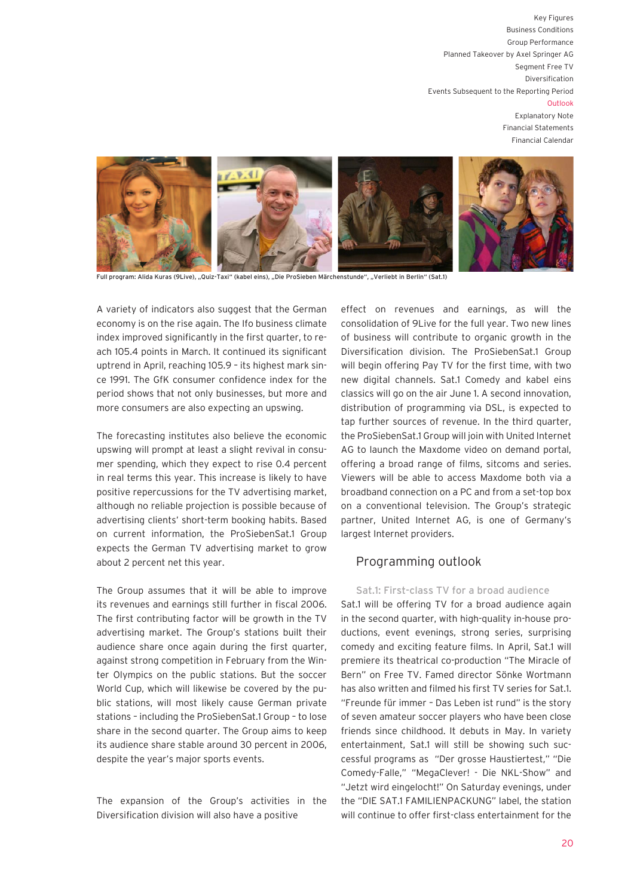Full program: Alida Kuras (9Live), „Quiz-Taxi" (kabel eins), „Die ProSieben Märchenstunde", „Verliebt in Berlin" (Sat.1)

A variety of indicators also suggest that the German economy is on the rise again. The Ifo business climate index improved significantly in the first quarter, to reach 105.4 points in March. It continued its significant uptrend in April, reaching 105.9 – its highest mark since 1991. The GfK consumer confidence index for the period shows that not only businesses, but more and more consumers are also expecting an upswing.

The forecasting institutes also believe the economic upswing will prompt at least a slight revival in consumer spending, which they expect to rise 0.4 percent in real terms this year. This increase is likely to have positive repercussions for the TV advertising market, although no reliable projection is possible because of advertising clients' short-term booking habits. Based on current information, the ProSiebenSat.1 Group expects the German TV advertising market to grow about 2 percent net this year.

The Group assumes that it will be able to improve its revenues and earnings still further in fiscal 2006. The first contributing factor will be growth in the TV advertising market. The Group's stations built their audience share once again during the first quarter, against strong competition in February from the Winter Olympics on the public stations. But the soccer World Cup, which will likewise be covered by the public stations, will most likely cause German private stations – including the ProSiebenSat.1 Group – to lose share in the second quarter. The Group aims to keep its audience share stable around 30 percent in 2006, despite the year's major sports events.

The expansion of the Group's activities in the Diversification division will also have a positive effect on revenues and earnings, as will the consolidation of 9Live for the full year. Two new lines of business will contribute to organic growth in the Diversification division. The ProSiebenSat.1 Group will begin offering Pay TV for the first time, with two new digital channels. Sat.1 Comedy and kabel eins classics will go on the air June 1. A second innovation, distribution of programming via DSL, is expected to tap further sources of revenue. In the third quarter, the ProSiebenSat.1 Group will join with United Internet AG to launch the Maxdome video on demand portal, offering a broad range of films, sitcoms and series. Viewers will be able to access Maxdome both via a broadband connection on a PC and from a set-top box on a conventional television. The Group's strategic partner, United Internet AG, is one of Germany's largest Internet providers.

## Programming outlook

### Sat.1: First-class TV for a broad audience

Sat.1 will be offering TV for a broad audience again in the second quarter, with high-quality in-house productions, event evenings, strong series, surprising comedy and exciting feature films. In April, Sat.1 will premiere its theatrical co-production "The Miracle of Bern" on Free TV. Famed director Sönke Wortmann has also written and filmed his first TV series for Sat.1. "Freunde für immer – Das Leben ist rund" is the story of seven amateur soccer players who have been close friends since childhood. It debuts in May. In variety entertainment, Sat.1 will still be showing such successful programs as "Der grosse Haustiertest," "Die Comedy-Falle," "MegaClever! - Die NKL-Show" and "Jetzt wird eingelocht!" On Saturday evenings, under the "DIE SAT.1 FAMILIENPACKUNG" label, the station will continue to offer first-class entertainment for the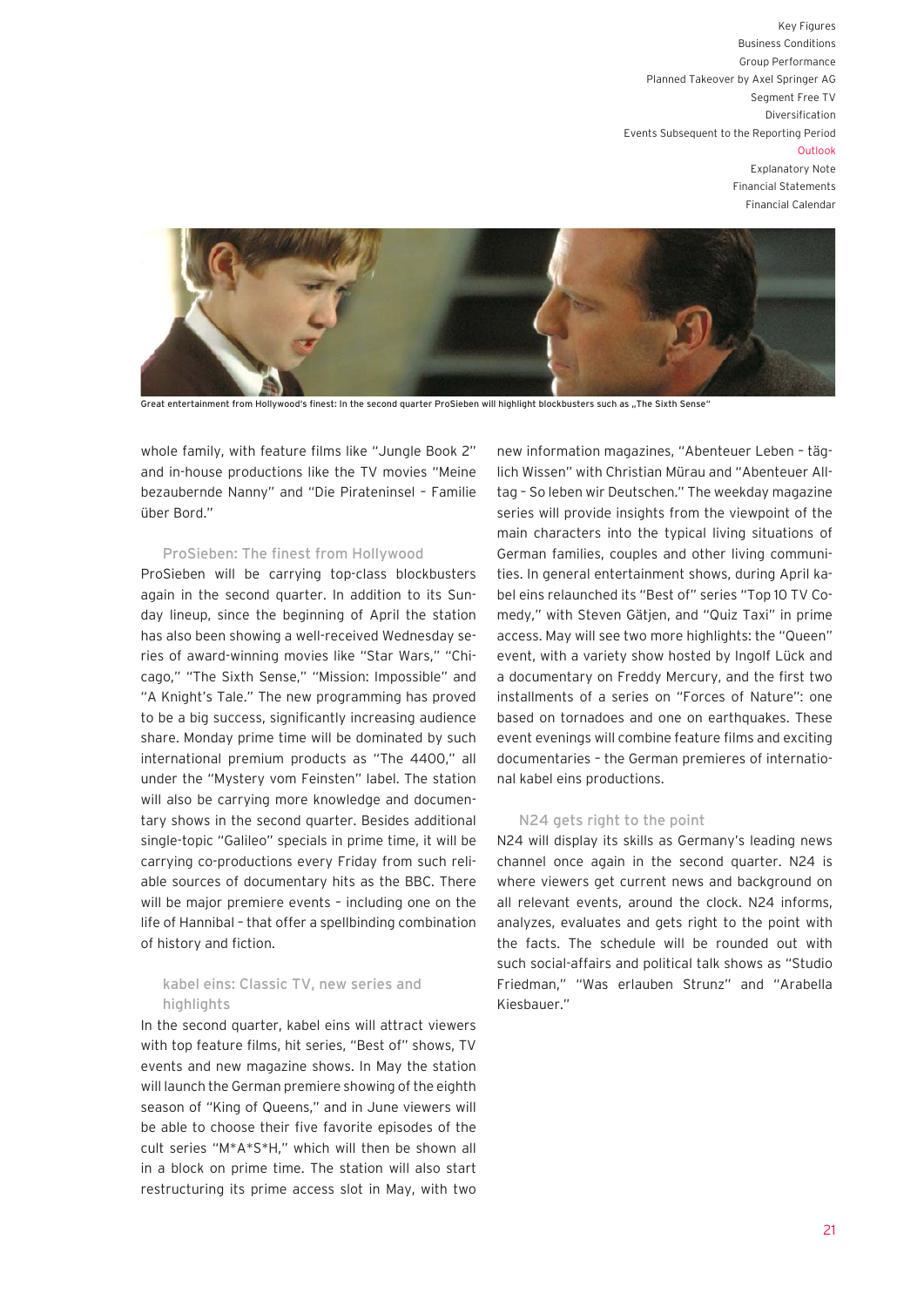Great entertainment from Hollywood's finest: In the second quarter ProSieben will highlight blockbusters such as „The Sixth Sense"

whole family, with feature films like "Jungle Book 2" and in-house productions like the TV movies "Meine bezaubernde Nanny" and "Die Pirateninsel – Familie über Bord."

### ProSieben: The finest from Hollywood

ProSieben will be carrying top-class blockbusters again in the second quarter. In addition to its Sunday lineup, since the beginning of April the station has also been showing a well-received Wednesday series of award-winning movies like "Star Wars," "Chicago," "The Sixth Sense," "Mission: Impossible" and "A Knight's Tale." The new programming has proved to be a big success, significantly increasing audience share. Monday prime time will be dominated by such international premium products as "The 4400," all under the "Mystery vom Feinsten" label. The station will also be carrying more knowledge and documentary shows in the second quarter. Besides additional single-topic "Galileo" specials in prime time, it will be carrying co-productions every Friday from such reliable sources of documentary hits as the BBC. There will be major premiere events – including one on the life of Hannibal – that offer a spellbinding combination of history and fiction.

### kabel eins: Classic TV, new series and highlights

In the second quarter, kabel eins will attract viewers with top feature films, hit series, "Best of" shows, TV events and new magazine shows. In May the station will launch the German premiere showing of the eighth season of "King of Queens," and in June viewers will be able to choose their five favorite episodes of the cult series "M*A*S*H," which will then be shown all in a block on prime time. The station will also start restructuring its prime access slot in May, with two new information magazines, "Abenteuer Leben – täglich Wissen" with Christian Mürau and "Abenteuer Alltag – So leben wir Deutschen." The weekday magazine series will provide insights from the viewpoint of the main characters into the typical living situations of German families, couples and other living communities. In general entertainment shows, during April kabel eins relaunched its "Best of" series "Top 10 TV Comedy," with Steven Gätjen, and "Quiz Taxi" in prime access. May will see two more highlights: the "Queen" event, with a variety show hosted by Ingolf Lück and a documentary on Freddy Mercury, and the first two installments of a series on "Forces of Nature": one based on tornadoes and one on earthquakes. These event evenings will combine feature films and exciting documentaries – the German premieres of international kabel eins productions.

### N24 gets right to the point

N24 will display its skills as Germany's leading news channel once again in the second quarter. N24 is where viewers get current news and background on all relevant events, around the clock. N24 informs, analyzes, evaluates and gets right to the point with the facts. The schedule will be rounded out with such social-affairs and political talk shows as "Studio Friedman," "Was erlauben Strunz" and "Arabella Kiesbauer."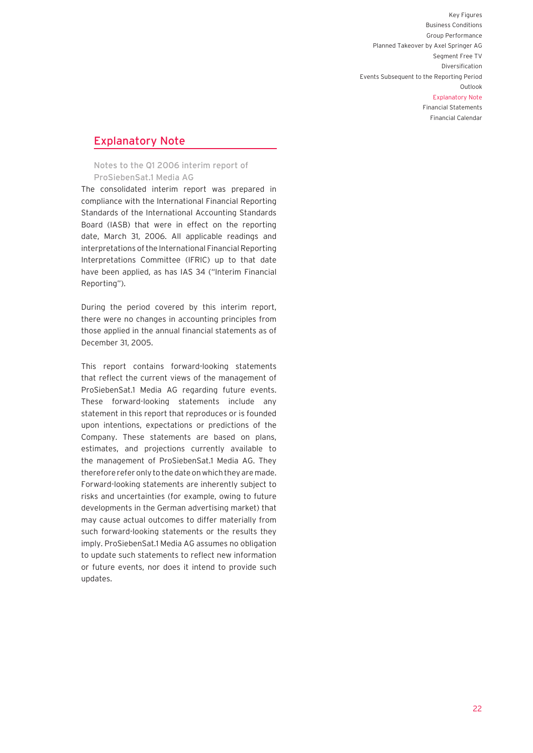## Explanatory Note

### Notes to the Q1 2006 interim report of ProSiebenSat.1 Media AG

The consolidated interim report was prepared in compliance with the International Financial Reporting Standards of the International Accounting Standards Board (IASB) that were in effect on the reporting date, March 31, 2006. All applicable readings and interpretations of the International Financial Reporting Interpretations Committee (IFRIC) up to that date have been applied, as has IAS 34 ("Interim Financial Reporting").

During the period covered by this interim report, there were no changes in accounting principles from those applied in the annual financial statements as of December 31, 2005.

This report contains forward-looking statements that reflect the current views of the management of ProSiebenSat.1 Media AG regarding future events. These forward-looking statements include any statement in this report that reproduces or is founded upon intentions, expectations or predictions of the Company. These statements are based on plans, estimates, and projections currently available to the management of ProSiebenSat.1 Media AG. They therefore refer only to the date on which they are made. Forward-looking statements are inherently subject to risks and uncertainties (for example, owing to future developments in the German advertising market) that may cause actual outcomes to differ materially from such forward-looking statements or the results they imply. ProSiebenSat.1 Media AG assumes no obligation to update such statements to reflect new information or future events, nor does it intend to provide such updates.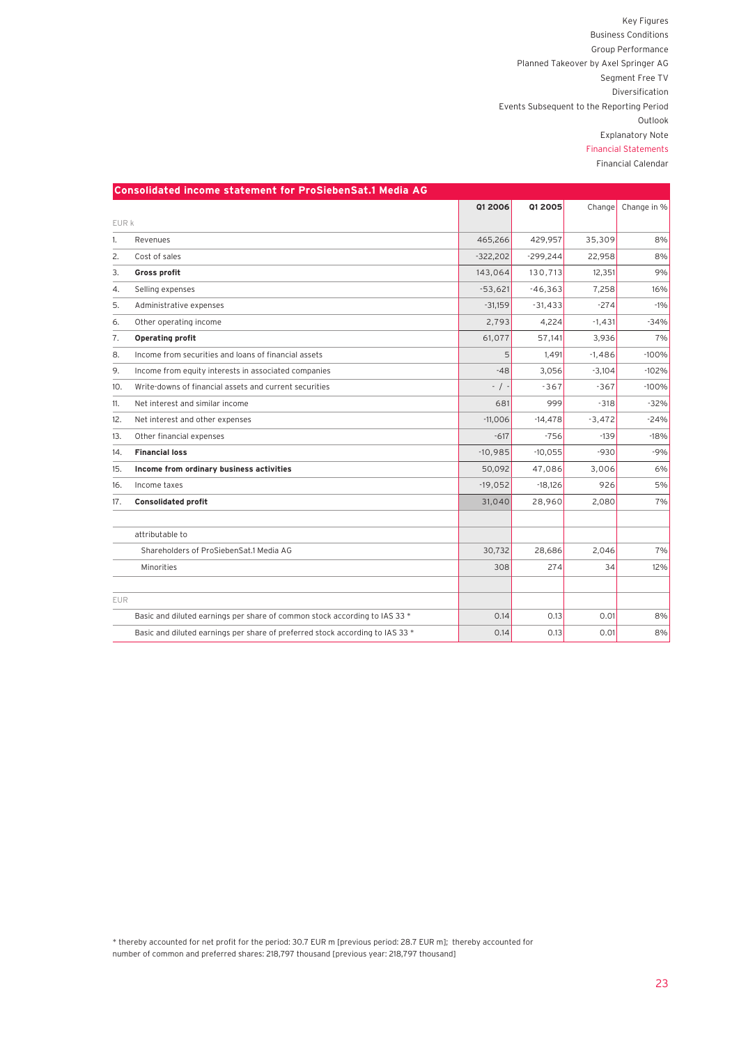## Consolidated income statement for ProSiebenSat.1 Media AG

| | EUR k | Q1 2006 | Q1 2005 | Change | Change in % |
|---|---|---|---|---|---|
| 1. | Revenues | 465,266 | 429,957 | 35,309 | 8% |
| 2. | Cost of sales | -322,202 | -299,244 | 22,958 | 8% |
| 3. | **Gross profit** | 143,064 | 130,713 | 12,351 | 9% |
| 4. | Selling expenses | -53,621 | -46,363 | 7,258 | 16% |
| 5. | Administrative expenses | -31,159 | -31,433 | -274 | -1% |
| 6. | Other operating income | 2,793 | 4,224 | -1,431 | -34% |
| 7. | **Operating profit** | 61,077 | 57,141 | 3,936 | 7% |
| 8. | Income from securities and loans of financial assets | 5 | 1,491 | -1,486 | -100% |
| 9. | Income from equity interests in associated companies | -48 | 3,056 | -3,104 | -102% |
| 10. | Write-downs of financial assets and current securities | - / - | -367 | -367 | -100% |
| 11. | Net interest and similar income | 681 | 999 | -318 | -32% |
| 12. | Net interest and other expenses | -11,006 | -14,478 | -3,472 | -24% |
| 13. | Other financial expenses | -617 | -756 | -139 | -18% |
| 14. | **Financial loss** | -10,985 | -10,055 | -930 | -9% |
| 15. | **Income from ordinary business activities** | 50,092 | 47,086 | 3,006 | 6% |
| 16. | Income taxes | -19,052 | -18,126 | 926 | 5% |
| 17. | **Consolidated profit** | 31,040 | 28,960 | 2,080 | 7% |
| | | | | | |
| | attributable to | | | | |
| | Shareholders of ProSiebenSat.1 Media AG | 30,732 | 28,686 | 2,046 | 7% |
| | Minorities | 308 | 274 | 34 | 12% |
| | | | | | |
| | EUR | | | | |
| | Basic and diluted earnings per share of common stock according to IAS 33 * | 0.14 | 0.13 | 0.01 | 8% |
| | Basic and diluted earnings per share of preferred stock according to IAS 33 * | 0.14 | 0.13 | 0.01 | 8% |

* thereby accounted for net profit for the period: 30.7 EUR m [previous period: 28.7 EUR m]; thereby accounted for number of common and preferred shares: 218,797 thousand [previous year: 218,797 thousand]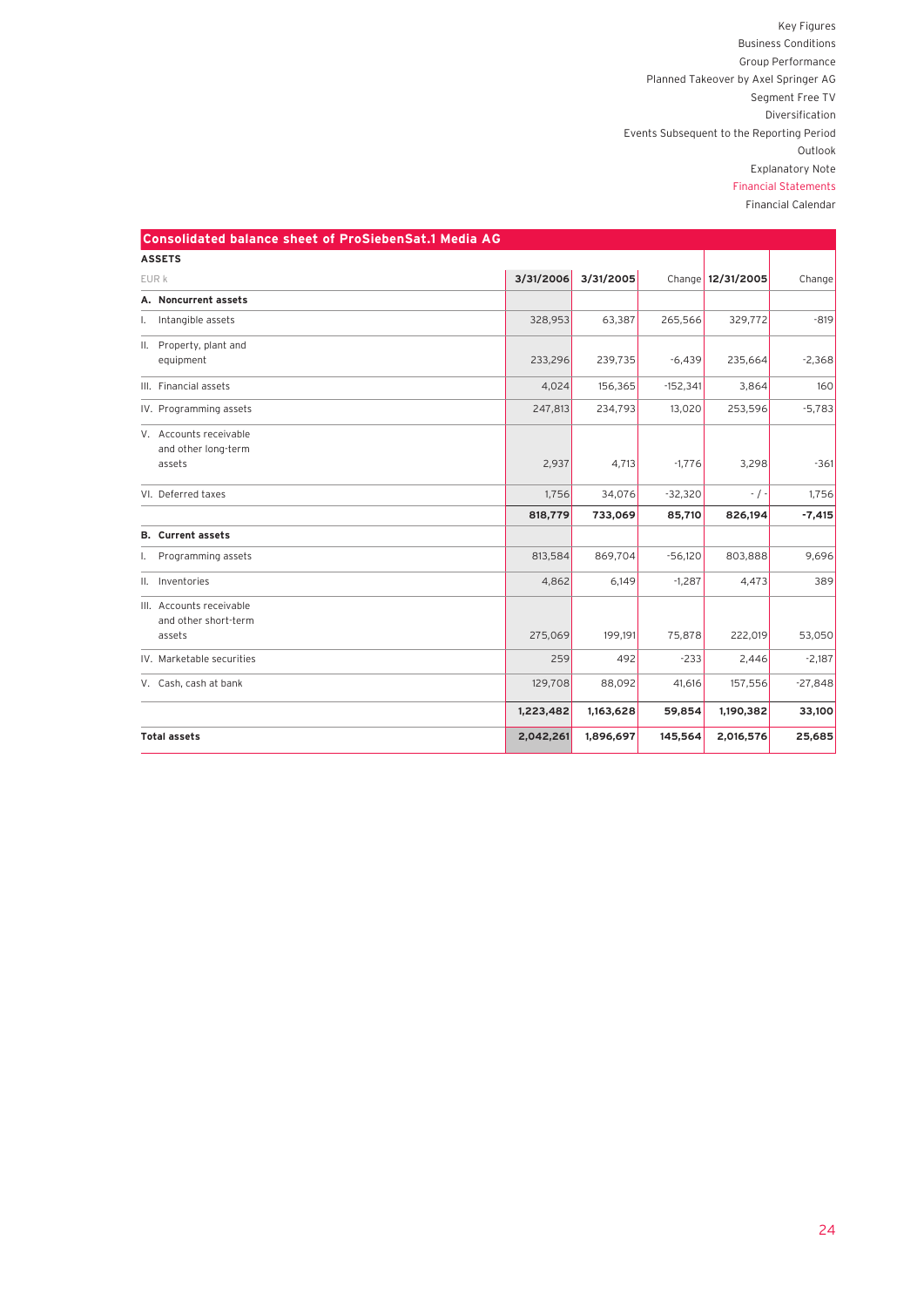## Consolidated balance sheet of ProSiebenSat.1 Media AG

**ASSETS**

| EUR k | 3/31/2006 | 3/31/2005 | Change | 12/31/2005 | Change |
|---|---|---|---|---|---|
| **A. Noncurrent assets** | | | | | |
| I. Intangible assets | 328,953 | 63,387 | 265,566 | 329,772 | -819 |
| II. Property, plant and equipment | 233,296 | 239,735 | -6,439 | 235,664 | -2,368 |
| III. Financial assets | 4,024 | 156,365 | -152,341 | 3,864 | 160 |
| IV. Programming assets | 247,813 | 234,793 | 13,020 | 253,596 | -5,783 |
| V. Accounts receivable and other long-term assets | 2,937 | 4,713 | -1,776 | 3,298 | -361 |
| VI. Deferred taxes | 1,756 | 34,076 | -32,320 | - / - | 1,756 |
| | **818,779** | **733,069** | **85,710** | **826,194** | **-7,415** |
| **B. Current assets** | | | | | |
| I. Programming assets | 813,584 | 869,704 | -56,120 | 803,888 | 9,696 |
| II. Inventories | 4,862 | 6,149 | -1,287 | 4,473 | 389 |
| III. Accounts receivable and other short-term assets | 275,069 | 199,191 | 75,878 | 222,019 | 53,050 |
| IV. Marketable securities | 259 | 492 | -233 | 2,446 | -2,187 |
| V. Cash, cash at bank | 129,708 | 88,092 | 41,616 | 157,556 | -27,848 |
| | **1,223,482** | **1,163,628** | **59,854** | **1,190,382** | **33,100** |
| **Total assets** | **2,042,261** | **1,896,697** | **145,564** | **2,016,576** | **25,685** |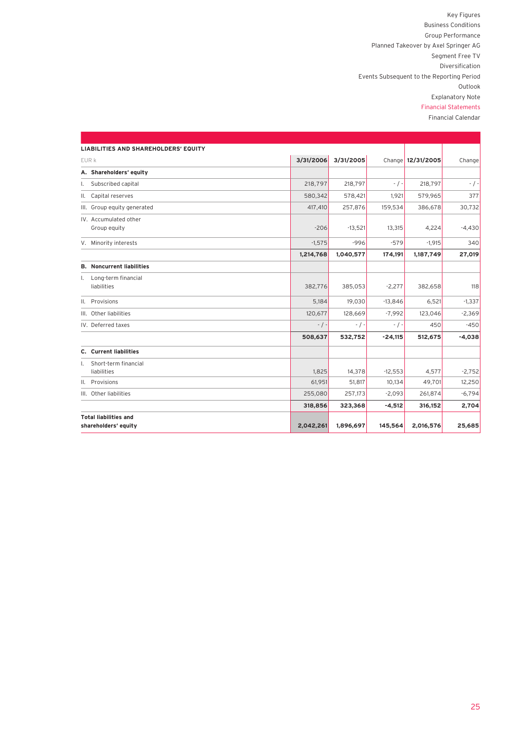**LIABILITIES AND SHAREHOLDERS' EQUITY**

| EUR k | 3/31/2006 | 3/31/2005 | Change | 12/31/2005 | Change |
|---|---|---|---|---|---|
| **A. Shareholders' equity** | | | | | |
| I. Subscribed capital | 218,797 | 218,797 | - / - | 218,797 | - / - |
| II. Capital reserves | 580,342 | 578,421 | 1,921 | 579,965 | 377 |
| III. Group equity generated | 417,410 | 257,876 | 159,534 | 386,678 | 30,732 |
| IV. Accumulated other Group equity | -206 | -13,521 | 13,315 | 4,224 | -4,430 |
| V. Minority interests | -1,575 | -996 | -579 | -1,915 | 340 |
| | **1,214,768** | **1,040,577** | **174,191** | **1,187,749** | **27,019** |
| **B. Noncurrent liabilities** | | | | | |
| I. Long-term financial liabilities | 382,776 | 385,053 | -2,277 | 382,658 | 118 |
| II. Provisions | 5,184 | 19,030 | -13,846 | 6,521 | -1,337 |
| III. Other liabilities | 120,677 | 128,669 | -7,992 | 123,046 | -2,369 |
| IV. Deferred taxes | - / - | - / - | - / - | 450 | -450 |
| | **508,637** | **532,752** | **-24,115** | **512,675** | **-4,038** |
| **C. Current liabilities** | | | | | |
| I. Short-term financial liabilities | 1,825 | 14,378 | -12,553 | 4,577 | -2,752 |
| II. Provisions | 61,951 | 51,817 | 10,134 | 49,701 | 12,250 |
| III. Other liabilities | 255,080 | 257,173 | -2,093 | 261,874 | -6,794 |
| | **318,856** | **323,368** | **-4,512** | **316,152** | **2,704** |
| **Total liabilities and shareholders' equity** | **2,042,261** | **1,896,697** | **145,564** | **2,016,576** | **25,685** |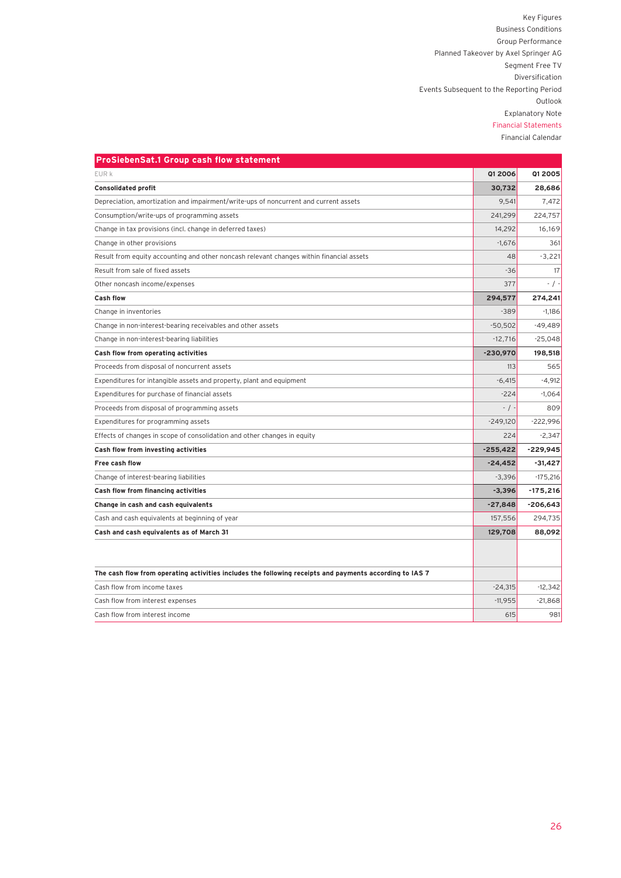## ProSiebenSat.1 Group cash flow statement

| EUR k | Q1 2006 | Q1 2005 |
|---|---|---|
| **Consolidated profit** | **30,732** | **28,686** |
| Depreciation, amortization and impairment/write-ups of noncurrent and current assets | 9,541 | 7,472 |
| Consumption/write-ups of programming assets | 241,299 | 224,757 |
| Change in tax provisions (incl. change in deferred taxes) | 14,292 | 16,169 |
| Change in other provisions | -1,676 | 361 |
| Result from equity accounting and other noncash relevant changes within financial assets | 48 | -3,221 |
| Result from sale of fixed assets | -36 | 17 |
| Other noncash income/expenses | 377 | - / - |
| **Cash flow** | **294,577** | **274,241** |
| Change in inventories | -389 | -1,186 |
| Change in non-interest-bearing receivables and other assets | -50,502 | -49,489 |
| Change in non-interest-bearing liabilities | -12,716 | -25,048 |
| **Cash flow from operating activities** | **-230,970** | **198,518** |
| Proceeds from disposal of noncurrent assets | 113 | 565 |
| Expenditures for intangible assets and property, plant and equipment | -6,415 | -4,912 |
| Expenditures for purchase of financial assets | -224 | -1,064 |
| Proceeds from disposal of programming assets | - / - | 809 |
| Expenditures for programming assets | -249,120 | -222,996 |
| Effects of changes in scope of consolidation and other changes in equity | 224 | -2,347 |
| **Cash flow from investing activities** | **-255,422** | **-229,945** |
| **Free cash flow** | **-24,452** | **-31,427** |
| Change of interest-bearing liabilities | -3,396 | -175,216 |
| **Cash flow from financing activities** | **-3,396** | **-175,216** |
| **Change in cash and cash equivalents** | **-27,848** | **-206,643** |
| Cash and cash equivalents at beginning of year | 157,556 | 294,735 |
| **Cash and cash equivalents as of March 31** | **129,708** | **88,092** |
| | | |
| **The cash flow from operating activities includes the following receipts and payments according to IAS 7** | | |
| Cash flow from income taxes | -24,315 | -12,342 |
| Cash flow from interest expenses | -11,955 | -21,868 |
| Cash flow from interest income | 615 | 981 |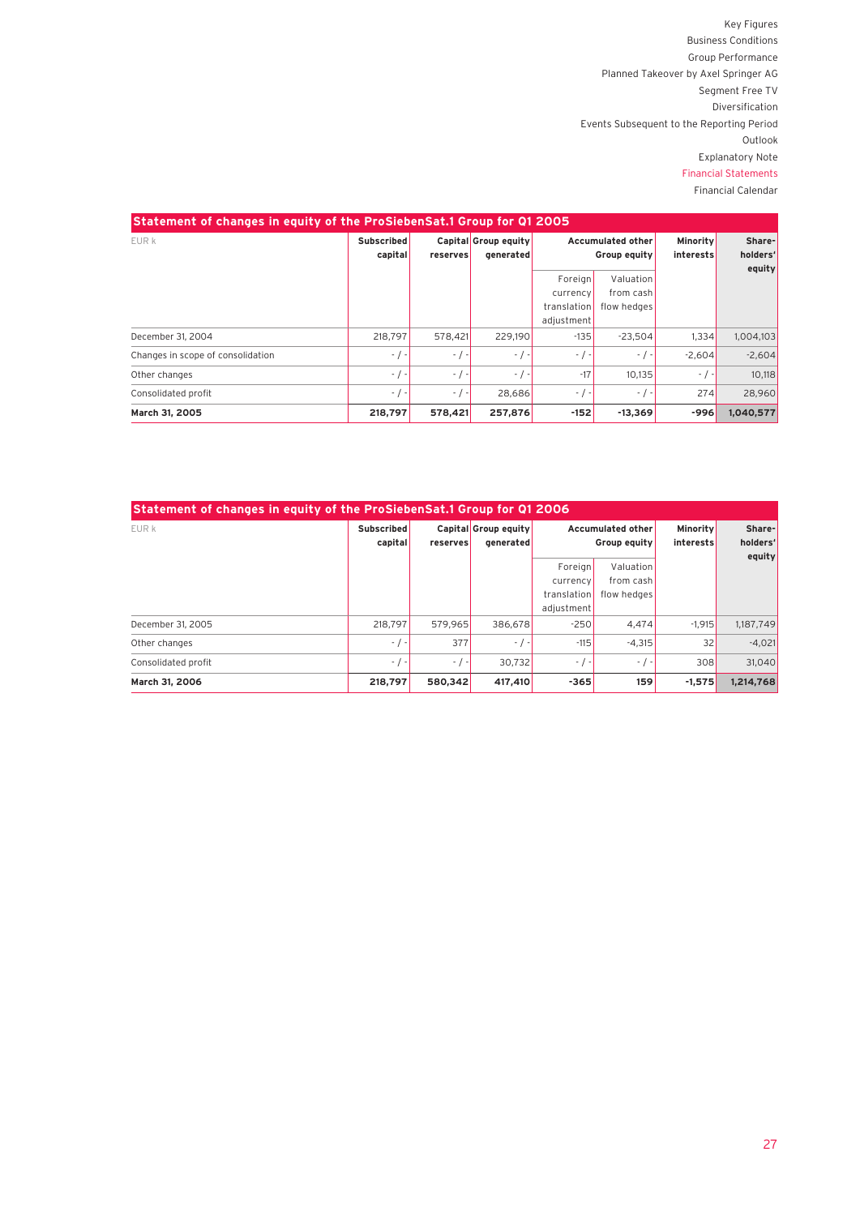## Statement of changes in equity of the ProSiebenSat.1 Group for Q1 2005

| EUR k | Subscribed capital | Capital reserves | Group equity generated | Accumulated other Group equity | | Minority interests | Share-holders' equity |
|---|---|---|---|---|---|---|---|
| | | | | Foreign currency translation adjustment | Valuation from cash flow hedges | | |
| December 31, 2004 | 218,797 | 578,421 | 229,190 | -135 | -23,504 | 1,334 | 1,004,103 |
| Changes in scope of consolidation | - / - | - / - | - / - | - / - | - / - | -2,604 | -2,604 |
| Other changes | - / - | - / - | - / - | -17 | 10,135 | - / - | 10,118 |
| Consolidated profit | - / - | - / - | 28,686 | - / - | - / - | 274 | 28,960 |
| **March 31, 2005** | **218,797** | **578,421** | **257,876** | **-152** | **-13,369** | **-996** | **1,040,577** |

## Statement of changes in equity of the ProSiebenSat.1 Group for Q1 2006

| EUR k | Subscribed capital | Capital reserves | Group equity generated | Accumulated other Group equity | | Minority interests | Share-holders' equity |
|---|---|---|---|---|---|---|---|
| | | | | Foreign currency translation adjustment | Valuation from cash flow hedges | | |
| December 31, 2005 | 218,797 | 579,965 | 386,678 | -250 | 4,474 | -1,915 | 1,187,749 |
| Other changes | - / - | 377 | - / - | -115 | -4,315 | 32 | -4,021 |
| Consolidated profit | - / - | - / - | 30,732 | - / - | - / - | 308 | 31,040 |
| **March 31, 2006** | **218,797** | **580,342** | **417,410** | **-365** | **159** | **-1,575** | **1,214,768** |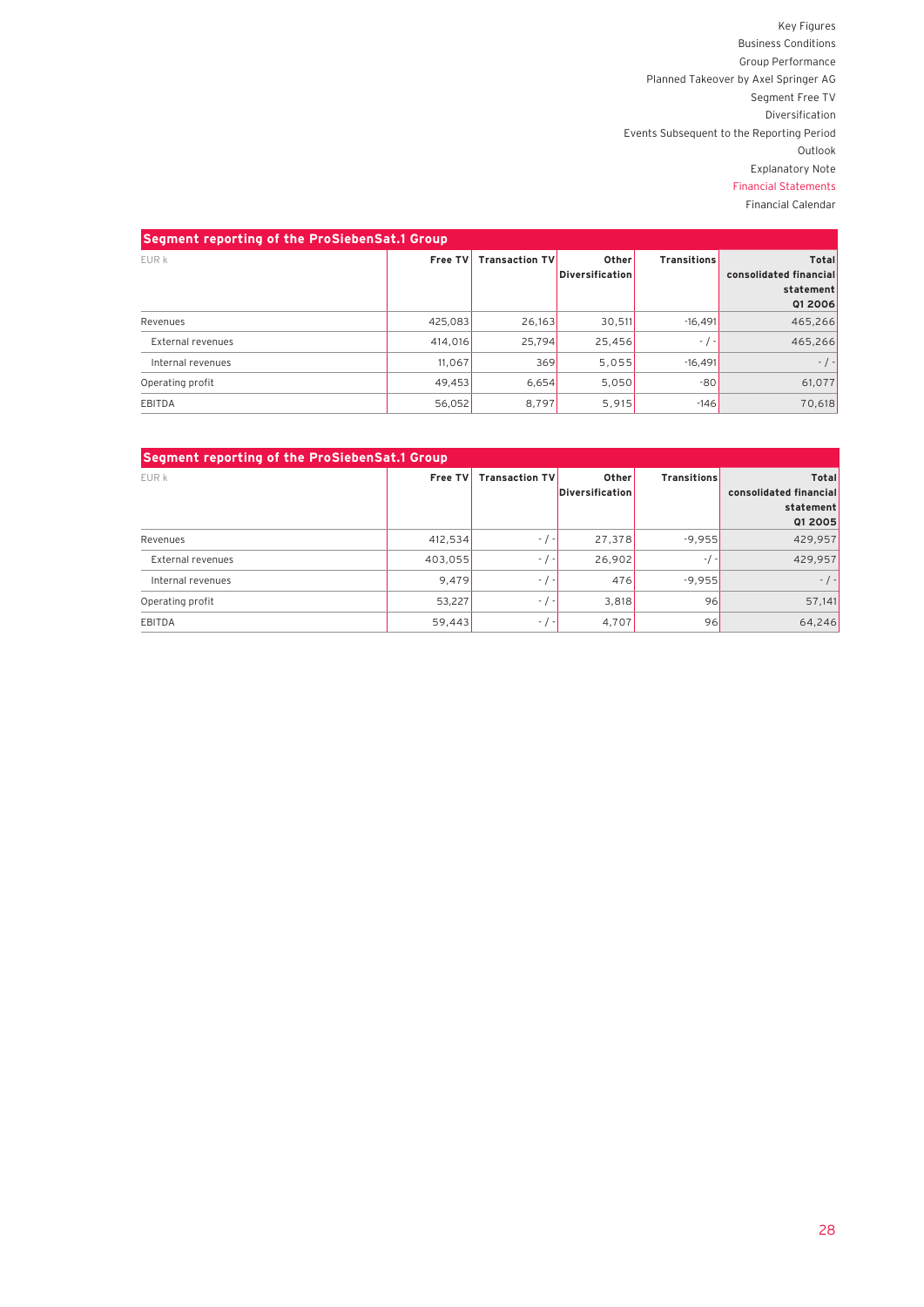## Segment reporting of the ProSiebenSat.1 Group

| EUR k | Free TV | Transaction TV | Other Diversification | Transitions | Total consolidated financial statement Q1 2006 |
|---|---|---|---|---|---|
| Revenues | 425,083 | 26,163 | 30,511 | -16,491 | 465,266 |
| External revenues | 414,016 | 25,794 | 25,456 | - / - | 465,266 |
| Internal revenues | 11,067 | 369 | 5,055 | -16,491 | - / - |
| Operating profit | 49,453 | 6,654 | 5,050 | -80 | 61,077 |
| EBITDA | 56,052 | 8,797 | 5,915 | -146 | 70,618 |

## Segment reporting of the ProSiebenSat.1 Group

| EUR k | Free TV | Transaction TV | Other Diversification | Transitions | Total consolidated financial statement Q1 2005 |
|---|---|---|---|---|---|
| Revenues | 412,534 | - / - | 27,378 | -9,955 | 429,957 |
| External revenues | 403,055 | - / - | 26,902 | - / - | 429,957 |
| Internal revenues | 9,479 | - / - | 476 | -9,955 | - / - |
| Operating profit | 53,227 | - / - | 3,818 | 96 | 57,141 |
| EBITDA | 59,443 | - / - | 4,707 | 96 | 64,246 |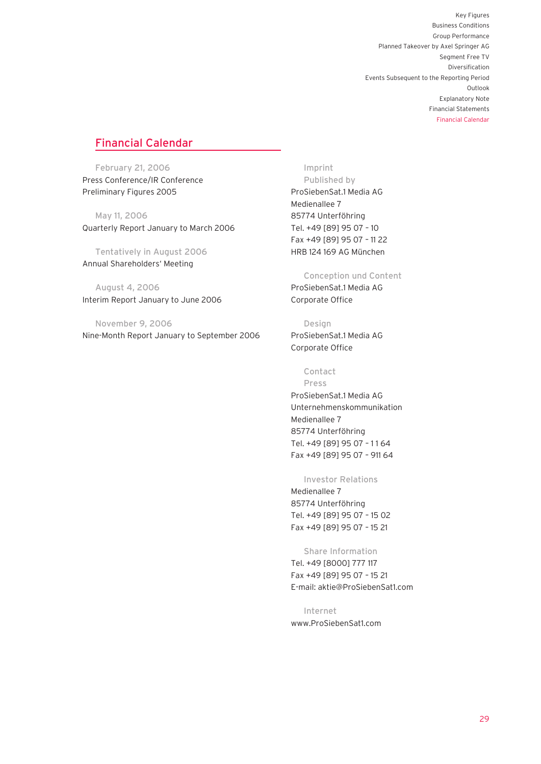## Financial Calendar

February 21, 2006
Press Conference/IR Conference
Preliminary Figures 2005

May 11, 2006
Quarterly Report January to March 2006

Tentatively in August 2006
Annual Shareholders' Meeting

August 4, 2006
Interim Report January to June 2006

November 9, 2006
Nine-Month Report January to September 2006

Imprint

Published by
ProSiebenSat.1 Media AG
Medienallee 7
85774 Unterföhring
Tel. +49 [89] 95 07 - 10
Fax +49 [89] 95 07 - 11 22
HRB 124 169 AG München

Conception und Content
ProSiebenSat.1 Media AG
Corporate Office

Design
ProSiebenSat.1 Media AG
Corporate Office

Contact

Press
ProSiebenSat.1 Media AG
Unternehmenskommunikation
Medienallee 7
85774 Unterföhring
Tel. +49 [89] 95 07 - 11 64
Fax +49 [89] 95 07 - 911 64

Investor Relations
Medienallee 7
85774 Unterföhring
Tel. +49 [89] 95 07 - 15 02
Fax +49 [89] 95 07 - 15 21

Share Information
Tel. +49 [8000] 777 117
Fax +49 [89] 95 07 - 15 21
E-mail: aktie@ProSiebenSat1.com

Internet
www.ProSiebenSat1.com